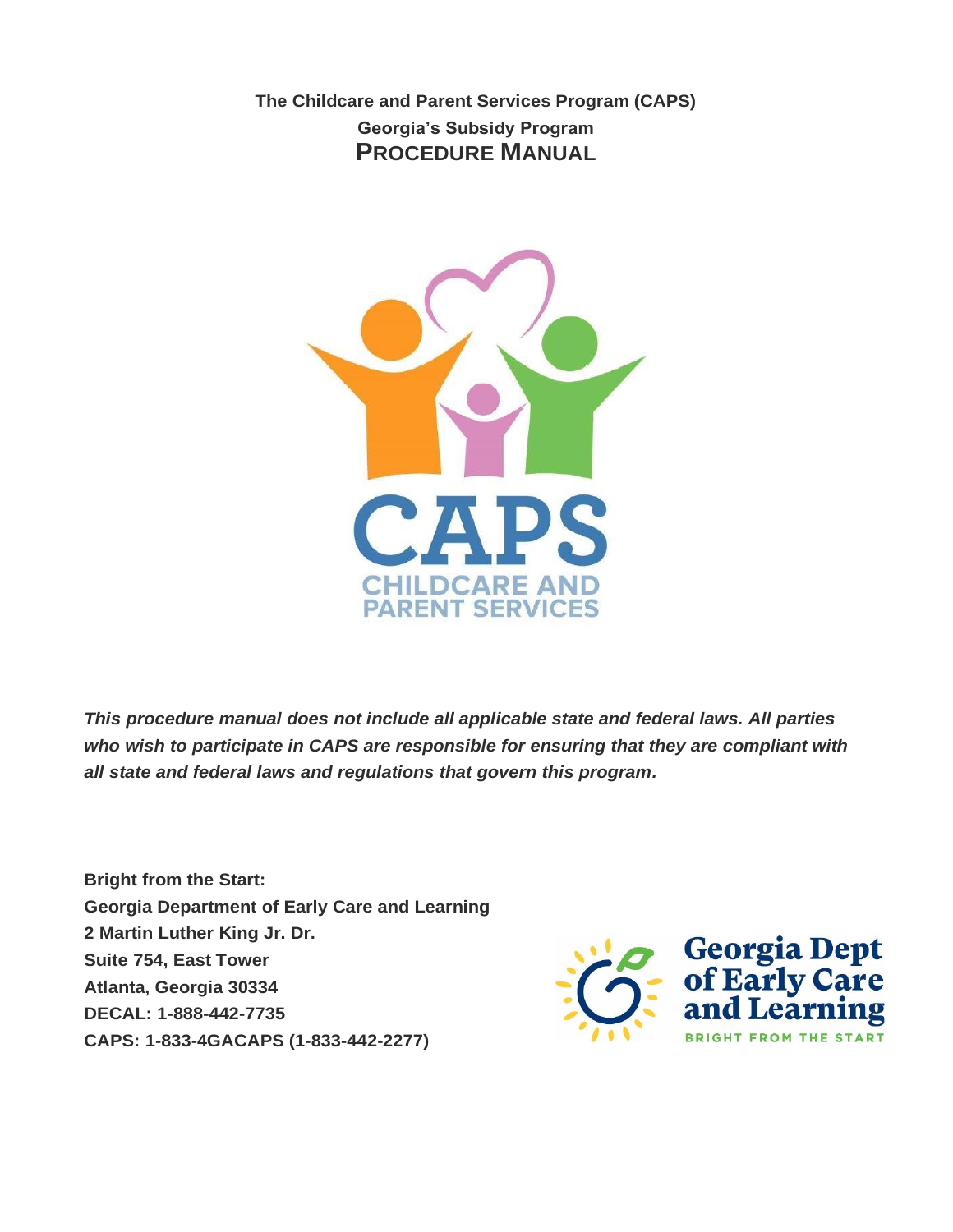**The Childcare and Parent Services Program (CAPS)**

**Georgia's Subsidy Program**

# PROCEDURE MANUAL

***This procedure manual does not include all applicable state and federal laws. All parties who wish to participate in CAPS are responsible for ensuring that they are compliant with all state and federal laws and regulations that govern this program.***

**Bright from the Start:**
**Georgia Department of Early Care and Learning**
**2 Martin Luther King Jr. Dr.**
**Suite 754, East Tower**
**Atlanta, Georgia 30334**
**DECAL: 1-888-442-7735**
**CAPS: 1-833-4GACAPS (1-833-442-2277)**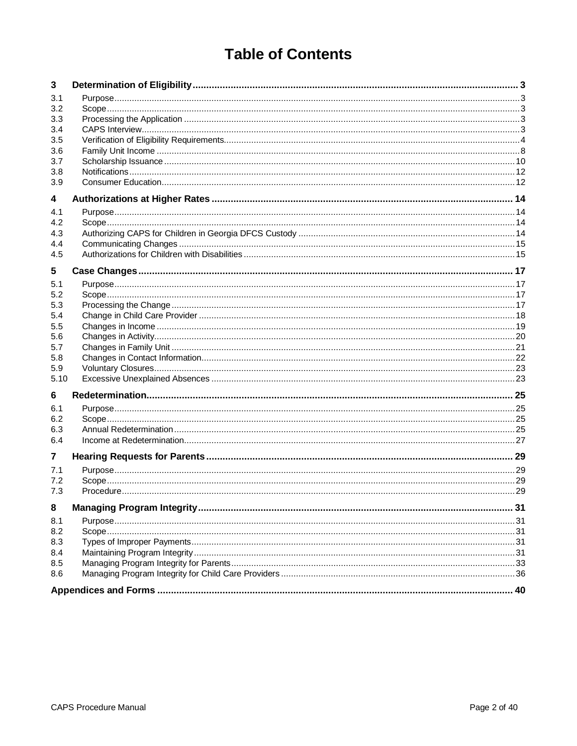# Table of Contents

**3 Determination of Eligibility** ..... 3

- 3.1 Purpose ..... 3
- 3.2 Scope ..... 3
- 3.3 Processing the Application ..... 3
- 3.4 CAPS Interview ..... 3
- 3.5 Verification of Eligibility Requirements ..... 4
- 3.6 Family Unit Income ..... 8
- 3.7 Scholarship Issuance ..... 10
- 3.8 Notifications ..... 12
- 3.9 Consumer Education ..... 12

**4 Authorizations at Higher Rates** ..... 14

- 4.1 Purpose ..... 14
- 4.2 Scope ..... 14
- 4.3 Authorizing CAPS for Children in Georgia DFCS Custody ..... 14
- 4.4 Communicating Changes ..... 15
- 4.5 Authorizations for Children with Disabilities ..... 15

**5 Case Changes** ..... 17

- 5.1 Purpose ..... 17
- 5.2 Scope ..... 17
- 5.3 Processing the Change ..... 17
- 5.4 Change in Child Care Provider ..... 18
- 5.5 Changes in Income ..... 19
- 5.6 Changes in Activity ..... 20
- 5.7 Changes in Family Unit ..... 21
- 5.8 Changes in Contact Information ..... 22
- 5.9 Voluntary Closures ..... 23
- 5.10 Excessive Unexplained Absences ..... 23

**6 Redetermination** ..... 25

- 6.1 Purpose ..... 25
- 6.2 Scope ..... 25
- 6.3 Annual Redetermination ..... 25
- 6.4 Income at Redetermination ..... 27

**7 Hearing Requests for Parents** ..... 29

- 7.1 Purpose ..... 29
- 7.2 Scope ..... 29
- 7.3 Procedure ..... 29

**8 Managing Program Integrity** ..... 31

- 8.1 Purpose ..... 31
- 8.2 Scope ..... 31
- 8.3 Types of Improper Payments ..... 31
- 8.4 Maintaining Program Integrity ..... 31
- 8.5 Managing Program Integrity for Parents ..... 33
- 8.6 Managing Program Integrity for Child Care Providers ..... 36

**Appendices and Forms** ..... 40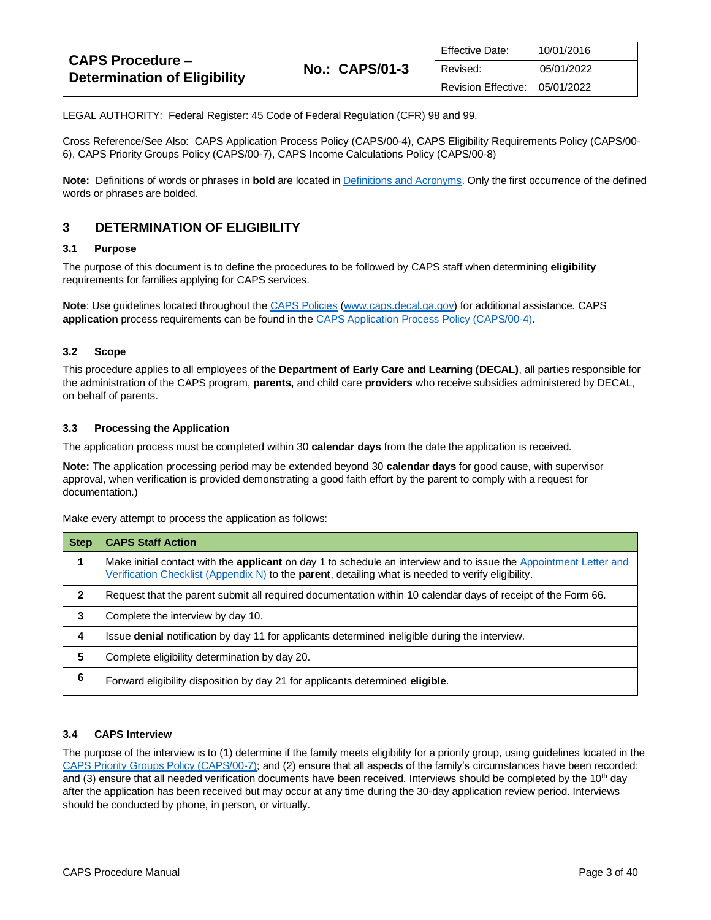| **CAPS Procedure – Determination of Eligibility** | **No.: CAPS/01-3** | Effective Date: 10/01/2016 |
|---|---|---|
| | | Revised: 05/01/2022 |
| | | Revision Effective: 05/01/2022 |

LEGAL AUTHORITY: Federal Register: 45 Code of Federal Regulation (CFR) 98 and 99.

Cross Reference/See Also: CAPS Application Process Policy (CAPS/00-4), CAPS Eligibility Requirements Policy (CAPS/00-6), CAPS Priority Groups Policy (CAPS/00-7), CAPS Income Calculations Policy (CAPS/00-8)

**Note:** Definitions of words or phrases in **bold** are located in Definitions and Acronyms. Only the first occurrence of the defined words or phrases are bolded.

## 3 DETERMINATION OF ELIGIBILITY

### 3.1 Purpose

The purpose of this document is to define the procedures to be followed by CAPS staff when determining **eligibility** requirements for families applying for CAPS services.

**Note**: Use guidelines located throughout the CAPS Policies (www.caps.decal.ga.gov) for additional assistance. CAPS **application** process requirements can be found in the CAPS Application Process Policy (CAPS/00-4).

### 3.2 Scope

This procedure applies to all employees of the **Department of Early Care and Learning (DECAL)**, all parties responsible for the administration of the CAPS program, **parents,** and child care **providers** who receive subsidies administered by DECAL, on behalf of parents.

### 3.3 Processing the Application

The application process must be completed within 30 **calendar days** from the date the application is received.

**Note:** The application processing period may be extended beyond 30 **calendar days** for good cause, with supervisor approval, when verification is provided demonstrating a good faith effort by the parent to comply with a request for documentation.)

Make every attempt to process the application as follows:

| Step | CAPS Staff Action |
|---|---|
| 1 | Make initial contact with the **applicant** on day 1 to schedule an interview and to issue the Appointment Letter and Verification Checklist (Appendix N) to the **parent**, detailing what is needed to verify eligibility. |
| 2 | Request that the parent submit all required documentation within 10 calendar days of receipt of the Form 66. |
| 3 | Complete the interview by day 10. |
| 4 | Issue **denial** notification by day 11 for applicants determined ineligible during the interview. |
| 5 | Complete eligibility determination by day 20. |
| 6 | Forward eligibility disposition by day 21 for applicants determined **eligible**. |

### 3.4 CAPS Interview

The purpose of the interview is to (1) determine if the family meets eligibility for a priority group, using guidelines located in the CAPS Priority Groups Policy (CAPS/00-7); and (2) ensure that all aspects of the family's circumstances have been recorded; and (3) ensure that all needed verification documents have been received. Interviews should be completed by the 10th day after the application has been received but may occur at any time during the 30-day application review period. Interviews should be conducted by phone, in person, or virtually.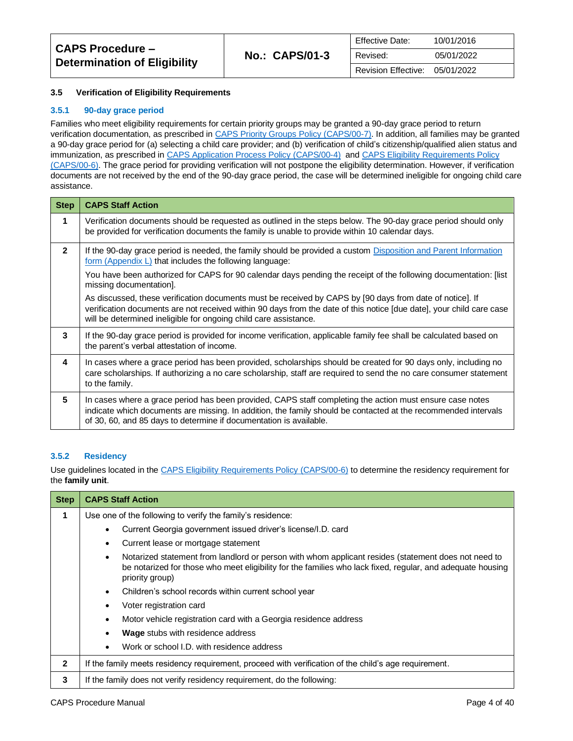| CAPS Procedure – Determination of Eligibility | No.: CAPS/01-3 | Effective Date: 10/01/2016 |
|---|---|---|
| | | Revised: 05/01/2022 |
| | | Revision Effective: 05/01/2022 |

### 3.5 Verification of Eligibility Requirements

#### 3.5.1 90-day grace period

Families who meet eligibility requirements for certain priority groups may be granted a 90-day grace period to return verification documentation, as prescribed in CAPS Priority Groups Policy (CAPS/00-7). In addition, all families may be granted a 90-day grace period for (a) selecting a child care provider; and (b) verification of child's citizenship/qualified alien status and immunization, as prescribed in CAPS Application Process Policy (CAPS/00-4) and CAPS Eligibility Requirements Policy (CAPS/00-6). The grace period for providing verification will not postpone the eligibility determination. However, if verification documents are not received by the end of the 90-day grace period, the case will be determined ineligible for ongoing child care assistance.

| Step | CAPS Staff Action |
|---|---|
| 1 | Verification documents should be requested as outlined in the steps below. The 90-day grace period should only be provided for verification documents the family is unable to provide within 10 calendar days. |
| 2 | If the 90-day grace period is needed, the family should be provided a custom Disposition and Parent Information form (Appendix L) that includes the following language:<br><br>You have been authorized for CAPS for 90 calendar days pending the receipt of the following documentation: [list missing documentation].<br><br>As discussed, these verification documents must be received by CAPS by [90 days from date of notice]. If verification documents are not received within 90 days from the date of this notice [due date], your child care case will be determined ineligible for ongoing child care assistance. |
| 3 | If the 90-day grace period is provided for income verification, applicable family fee shall be calculated based on the parent's verbal attestation of income. |
| 4 | In cases where a grace period has been provided, scholarships should be created for 90 days only, including no care scholarships. If authorizing a no care scholarship, staff are required to send the no care consumer statement to the family. |
| 5 | In cases where a grace period has been provided, CAPS staff completing the action must ensure case notes indicate which documents are missing. In addition, the family should be contacted at the recommended intervals of 30, 60, and 85 days to determine if documentation is available. |

#### 3.5.2 Residency

Use guidelines located in the CAPS Eligibility Requirements Policy (CAPS/00-6) to determine the residency requirement for the **family unit**.

| Step | CAPS Staff Action |
|---|---|
| 1 | Use one of the following to verify the family's residence:<br>• Current Georgia government issued driver's license/I.D. card<br>• Current lease or mortgage statement<br>• Notarized statement from landlord or person with whom applicant resides (statement does not need to be notarized for those who meet eligibility for the families who lack fixed, regular, and adequate housing priority group)<br>• Children's school records within current school year<br>• Voter registration card<br>• Motor vehicle registration card with a Georgia residence address<br>• **Wage** stubs with residence address<br>• Work or school I.D. with residence address |
| 2 | If the family meets residency requirement, proceed with verification of the child's age requirement. |
| 3 | If the family does not verify residency requirement, do the following: |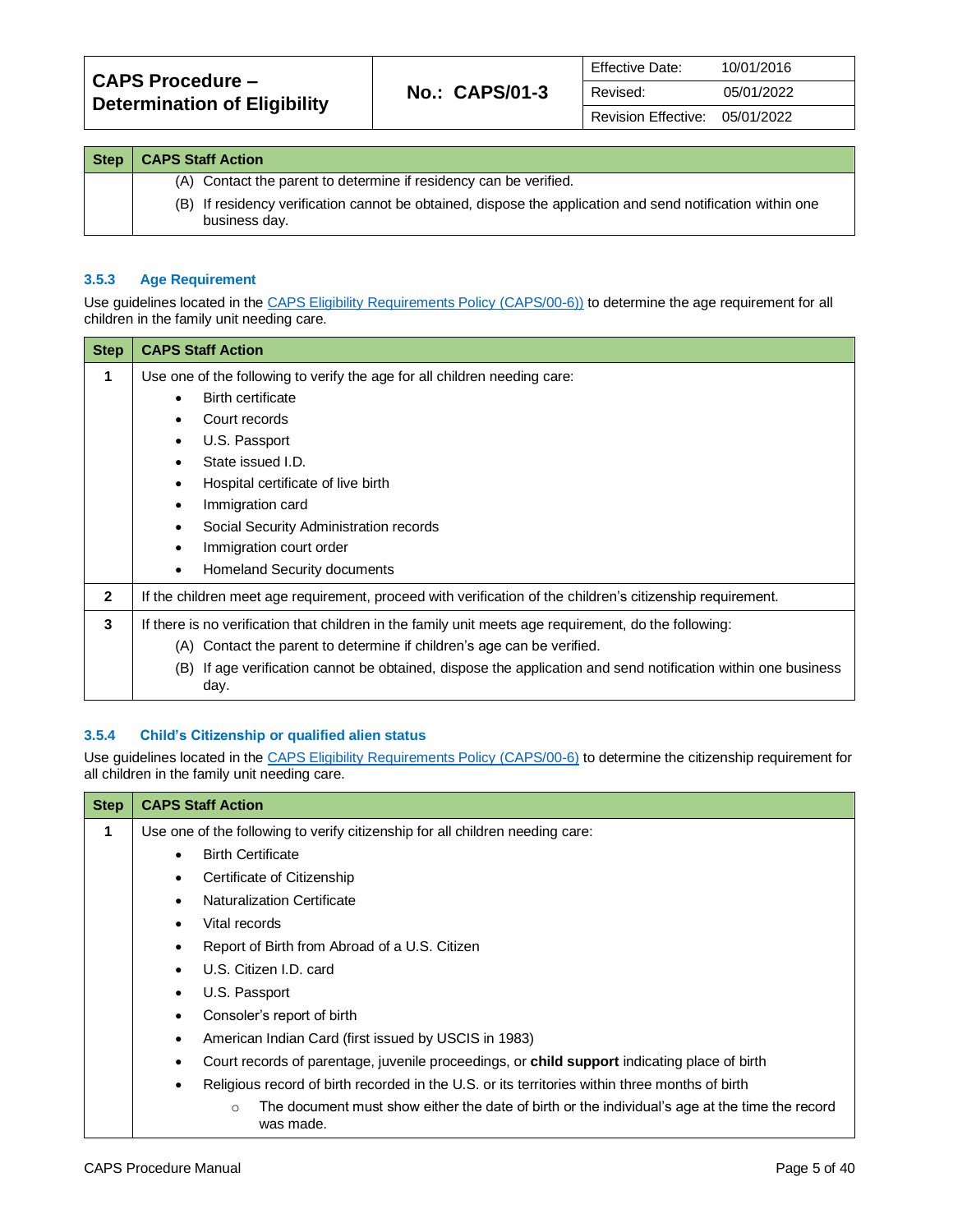| Step | CAPS Staff Action |
| --- | --- |
| | (A) Contact the parent to determine if residency can be verified.<br>(B) If residency verification cannot be obtained, dispose the application and send notification within one business day. |

### 3.5.3 Age Requirement

Use guidelines located in the CAPS Eligibility Requirements Policy (CAPS/00-6)) to determine the age requirement for all children in the family unit needing care.

| Step | CAPS Staff Action |
| --- | --- |
| 1 | Use one of the following to verify the age for all children needing care:<br>• Birth certificate<br>• Court records<br>• U.S. Passport<br>• State issued I.D.<br>• Hospital certificate of live birth<br>• Immigration card<br>• Social Security Administration records<br>• Immigration court order<br>• Homeland Security documents |
| 2 | If the children meet age requirement, proceed with verification of the children's citizenship requirement. |
| 3 | If there is no verification that children in the family unit meets age requirement, do the following:<br>(A) Contact the parent to determine if children's age can be verified.<br>(B) If age verification cannot be obtained, dispose the application and send notification within one business day. |

### 3.5.4 Child's Citizenship or qualified alien status

Use guidelines located in the CAPS Eligibility Requirements Policy (CAPS/00-6) to determine the citizenship requirement for all children in the family unit needing care.

| Step | CAPS Staff Action |
| --- | --- |
| 1 | Use one of the following to verify citizenship for all children needing care:<br>• Birth Certificate<br>• Certificate of Citizenship<br>• Naturalization Certificate<br>• Vital records<br>• Report of Birth from Abroad of a U.S. Citizen<br>• U.S. Citizen I.D. card<br>• U.S. Passport<br>• Consoler's report of birth<br>• American Indian Card (first issued by USCIS in 1983)<br>• Court records of parentage, juvenile proceedings, or **child support** indicating place of birth<br>• Religious record of birth recorded in the U.S. or its territories within three months of birth<br>&nbsp;&nbsp;&nbsp;&nbsp;○ The document must show either the date of birth or the individual's age at the time the record was made. |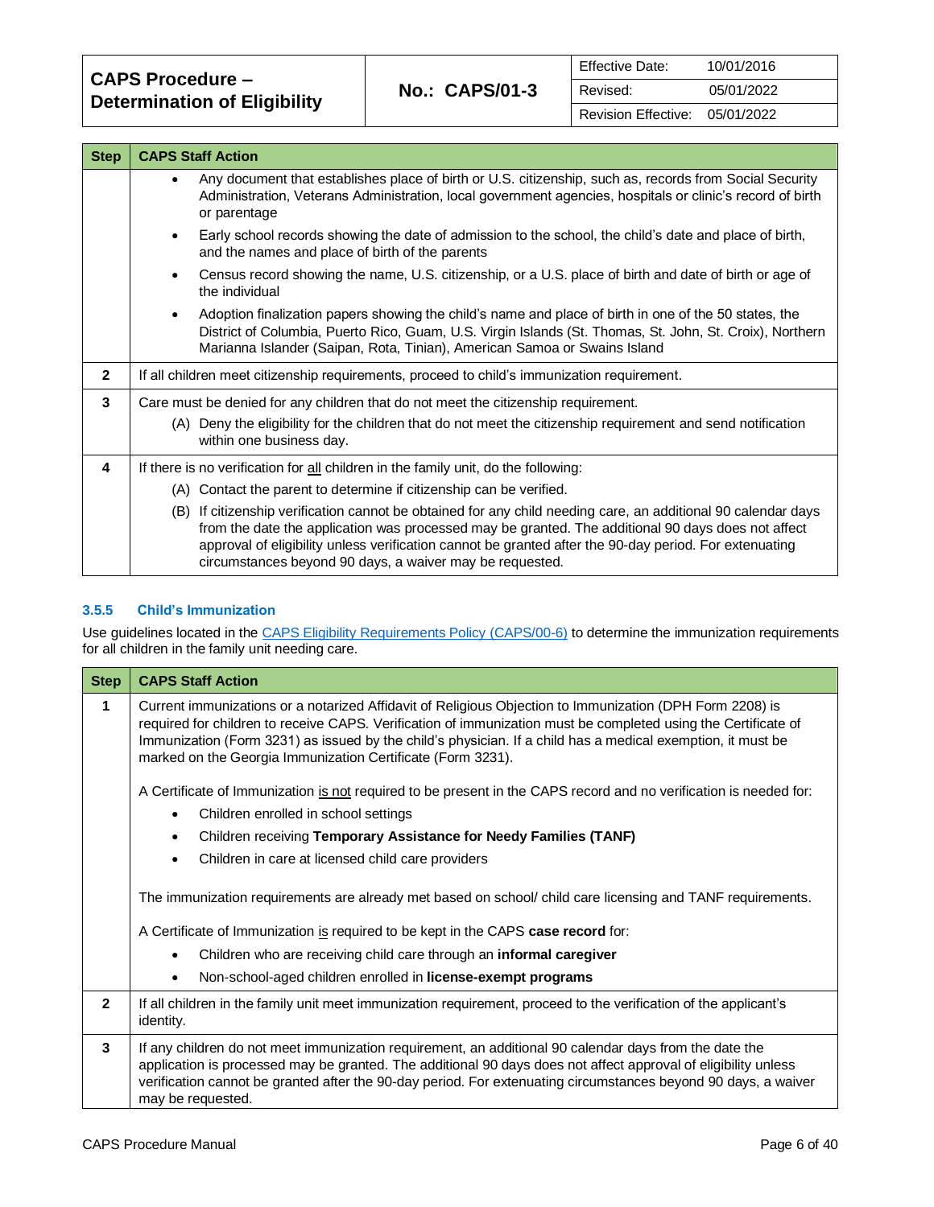| Step | CAPS Staff Action |
|---|---|
| | • Any document that establishes place of birth or U.S. citizenship, such as, records from Social Security Administration, Veterans Administration, local government agencies, hospitals or clinic's record of birth or parentage<br>• Early school records showing the date of admission to the school, the child's date and place of birth, and the names and place of birth of the parents<br>• Census record showing the name, U.S. citizenship, or a U.S. place of birth and date of birth or age of the individual<br>• Adoption finalization papers showing the child's name and place of birth in one of the 50 states, the District of Columbia, Puerto Rico, Guam, U.S. Virgin Islands (St. Thomas, St. John, St. Croix), Northern Marianna Islander (Saipan, Rota, Tinian), American Samoa or Swains Island |
| 2 | If all children meet citizenship requirements, proceed to child's immunization requirement. |
| 3 | Care must be denied for any children that do not meet the citizenship requirement.<br>(A) Deny the eligibility for the children that do not meet the citizenship requirement and send notification within one business day. |
| 4 | If there is no verification for <u>all</u> children in the family unit, do the following:<br>(A) Contact the parent to determine if citizenship can be verified.<br>(B) If citizenship verification cannot be obtained for any child needing care, an additional 90 calendar days from the date the application was processed may be granted. The additional 90 days does not affect approval of eligibility unless verification cannot be granted after the 90-day period. For extenuating circumstances beyond 90 days, a waiver may be requested. |

### 3.5.5 Child's Immunization

Use guidelines located in the [CAPS Eligibility Requirements Policy (CAPS/00-6)]() to determine the immunization requirements for all children in the family unit needing care.

| Step | CAPS Staff Action |
|---|---|
| 1 | Current immunizations or a notarized Affidavit of Religious Objection to Immunization (DPH Form 2208) is required for children to receive CAPS. Verification of immunization must be completed using the Certificate of Immunization (Form 3231) as issued by the child's physician. If a child has a medical exemption, it must be marked on the Georgia Immunization Certificate (Form 3231).<br><br>A Certificate of Immunization <u>is not</u> required to be present in the CAPS record and no verification is needed for:<br>• Children enrolled in school settings<br>• Children receiving **Temporary Assistance for Needy Families (TANF)**<br>• Children in care at licensed child care providers<br><br>The immunization requirements are already met based on school/ child care licensing and TANF requirements.<br><br>A Certificate of Immunization <u>is</u> required to be kept in the CAPS **case record** for:<br>• Children who are receiving child care through an **informal caregiver**<br>• Non-school-aged children enrolled in **license-exempt programs** |
| 2 | If all children in the family unit meet immunization requirement, proceed to the verification of the applicant's identity. |
| 3 | If any children do not meet immunization requirement, an additional 90 calendar days from the date the application is processed may be granted. The additional 90 days does not affect approval of eligibility unless verification cannot be granted after the 90-day period. For extenuating circumstances beyond 90 days, a waiver may be requested. |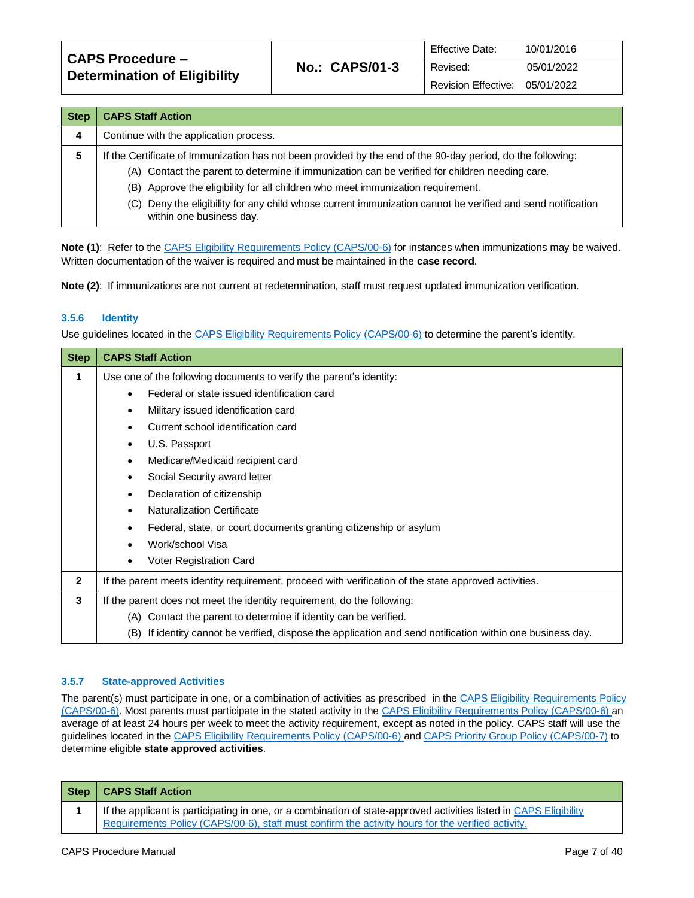| Step | CAPS Staff Action |
|---|---|
| 4 | Continue with the application process. |
| 5 | If the Certificate of Immunization has not been provided by the end of the 90-day period, do the following:<br>(A) Contact the parent to determine if immunization can be verified for children needing care.<br>(B) Approve the eligibility for all children who meet immunization requirement.<br>(C) Deny the eligibility for any child whose current immunization cannot be verified and send notification within one business day. |

**Note (1)**: Refer to the CAPS Eligibility Requirements Policy (CAPS/00-6) for instances when immunizations may be waived. Written documentation of the waiver is required and must be maintained in the **case record**.

**Note (2)**: If immunizations are not current at redetermination, staff must request updated immunization verification.

### 3.5.6 Identity

Use guidelines located in the CAPS Eligibility Requirements Policy (CAPS/00-6) to determine the parent's identity.

| Step | CAPS Staff Action |
|---|---|
| 1 | Use one of the following documents to verify the parent's identity:<br>• Federal or state issued identification card<br>• Military issued identification card<br>• Current school identification card<br>• U.S. Passport<br>• Medicare/Medicaid recipient card<br>• Social Security award letter<br>• Declaration of citizenship<br>• Naturalization Certificate<br>• Federal, state, or court documents granting citizenship or asylum<br>• Work/school Visa<br>• Voter Registration Card |
| 2 | If the parent meets identity requirement, proceed with verification of the state approved activities. |
| 3 | If the parent does not meet the identity requirement, do the following:<br>(A) Contact the parent to determine if identity can be verified.<br>(B) If identity cannot be verified, dispose the application and send notification within one business day. |

### 3.5.7 State-approved Activities

The parent(s) must participate in one, or a combination of activities as prescribed in the CAPS Eligibility Requirements Policy (CAPS/00-6). Most parents must participate in the stated activity in the CAPS Eligibility Requirements Policy (CAPS/00-6) an average of at least 24 hours per week to meet the activity requirement, except as noted in the policy. CAPS staff will use the guidelines located in the CAPS Eligibility Requirements Policy (CAPS/00-6) and CAPS Priority Group Policy (CAPS/00-7) to determine eligible **state approved activities**.

| Step | CAPS Staff Action |
|---|---|
| 1 | If the applicant is participating in one, or a combination of state-approved activities listed in CAPS Eligibility Requirements Policy (CAPS/00-6), staff must confirm the activity hours for the verified activity. |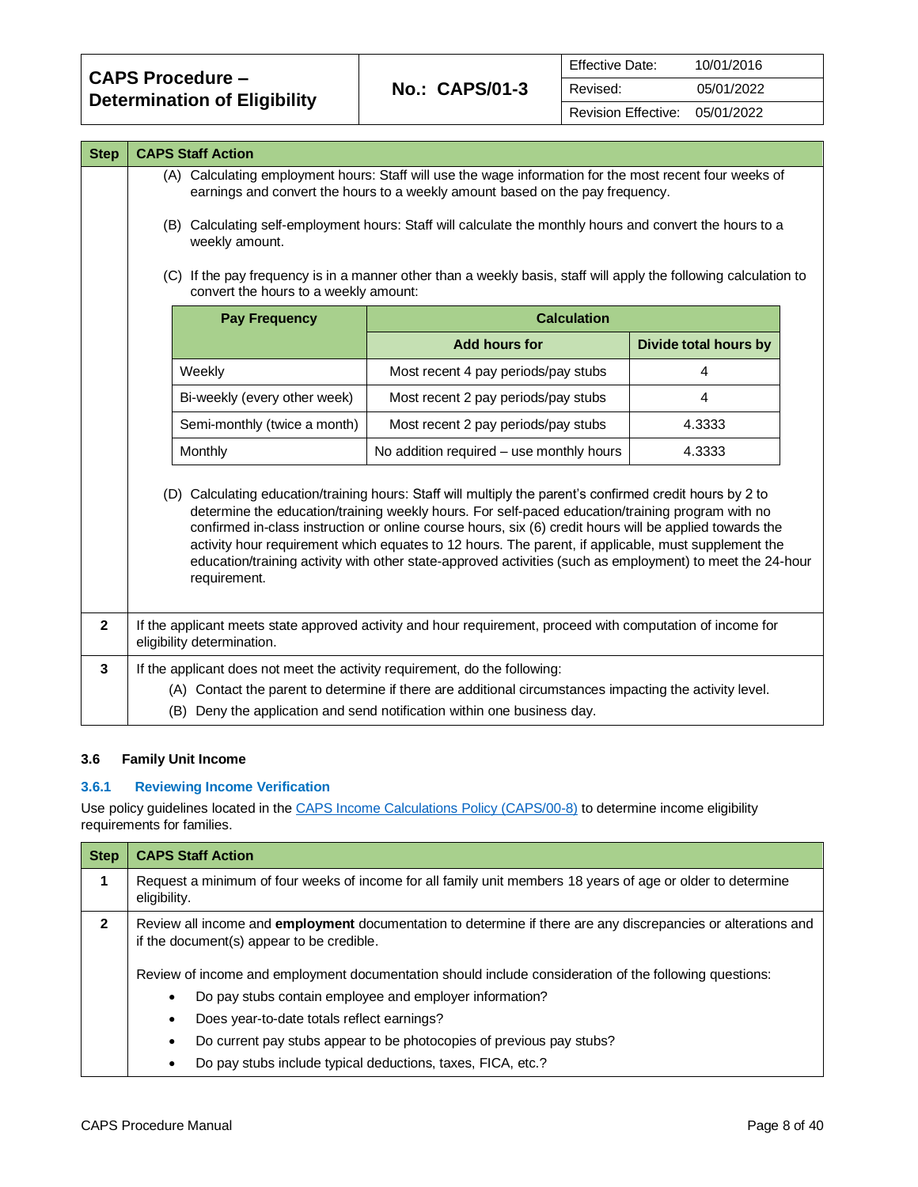| Step | CAPS Staff Action |
|---|---|
| | (A) Calculating employment hours: Staff will use the wage information for the most recent four weeks of earnings and convert the hours to a weekly amount based on the pay frequency.<br><br>(B) Calculating self-employment hours: Staff will calculate the monthly hours and convert the hours to a weekly amount.<br><br>(C) If the pay frequency is in a manner other than a weekly basis, staff will apply the following calculation to convert the hours to a weekly amount: |

| Pay Frequency | Calculation | |
|---|---|---|
| | Add hours for | Divide total hours by |
| Weekly | Most recent 4 pay periods/pay stubs | 4 |
| Bi-weekly (every other week) | Most recent 2 pay periods/pay stubs | 4 |
| Semi-monthly (twice a month) | Most recent 2 pay periods/pay stubs | 4.3333 |
| Monthly | No addition required – use monthly hours | 4.3333 |

| Step | CAPS Staff Action |
|---|---|
| | (D) Calculating education/training hours: Staff will multiply the parent's confirmed credit hours by 2 to determine the education/training weekly hours. For self-paced education/training program with no confirmed in-class instruction or online course hours, six (6) credit hours will be applied towards the activity hour requirement which equates to 12 hours. The parent, if applicable, must supplement the education/training activity with other state-approved activities (such as employment) to meet the 24-hour requirement. |
| 2 | If the applicant meets state approved activity and hour requirement, proceed with computation of income for eligibility determination. |
| 3 | If the applicant does not meet the activity requirement, do the following:<br>(A) Contact the parent to determine if there are additional circumstances impacting the activity level.<br>(B) Deny the application and send notification within one business day. |

### 3.6 Family Unit Income

#### 3.6.1 Reviewing Income Verification

Use policy guidelines located in the CAPS Income Calculations Policy (CAPS/00-8) to determine income eligibility requirements for families.

| Step | CAPS Staff Action |
|---|---|
| 1 | Request a minimum of four weeks of income for all family unit members 18 years of age or older to determine eligibility. |
| 2 | Review all income and **employment** documentation to determine if there are any discrepancies or alterations and if the document(s) appear to be credible.<br><br>Review of income and employment documentation should include consideration of the following questions:<br>• Do pay stubs contain employee and employer information?<br>• Does year-to-date totals reflect earnings?<br>• Do current pay stubs appear to be photocopies of previous pay stubs?<br>• Do pay stubs include typical deductions, taxes, FICA, etc.? |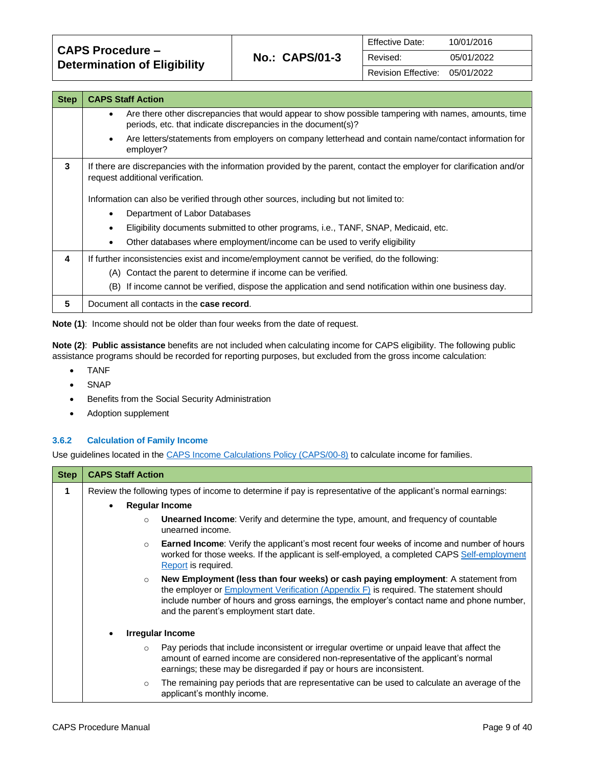| Step | CAPS Staff Action |
|---|---|
| | • Are there other discrepancies that would appear to show possible tampering with names, amounts, time periods, etc. that indicate discrepancies in the document(s)?<br>• Are letters/statements from employers on company letterhead and contain name/contact information for employer? |
| 3 | If there are discrepancies with the information provided by the parent, contact the employer for clarification and/or request additional verification.<br><br>Information can also be verified through other sources, including but not limited to:<br>• Department of Labor Databases<br>• Eligibility documents submitted to other programs, i.e., TANF, SNAP, Medicaid, etc.<br>• Other databases where employment/income can be used to verify eligibility |
| 4 | If further inconsistencies exist and income/employment cannot be verified, do the following:<br>(A) Contact the parent to determine if income can be verified.<br>(B) If income cannot be verified, dispose the application and send notification within one business day. |
| 5 | Document all contacts in the **case record**. |

**Note (1)**: Income should not be older than four weeks from the date of request.

**Note (2)**: **Public assistance** benefits are not included when calculating income for CAPS eligibility. The following public assistance programs should be recorded for reporting purposes, but excluded from the gross income calculation:

- TANF
- SNAP
- Benefits from the Social Security Administration
- Adoption supplement

### 3.6.2 Calculation of Family Income

Use guidelines located in the CAPS Income Calculations Policy (CAPS/00-8) to calculate income for families.

| Step | CAPS Staff Action |
|---|---|
| 1 | Review the following types of income to determine if pay is representative of the applicant's normal earnings:<br>• **Regular Income**<br>  ○ **Unearned Income**: Verify and determine the type, amount, and frequency of countable unearned income.<br>  ○ **Earned Income**: Verify the applicant's most recent four weeks of income and number of hours worked for those weeks. If the applicant is self-employed, a completed CAPS Self-employment Report is required.<br>  ○ **New Employment (less than four weeks) or cash paying employment**: A statement from the employer or Employment Verification (Appendix F) is required. The statement should include number of hours and gross earnings, the employer's contact name and phone number, and the parent's employment start date.<br>• **Irregular Income**<br>  ○ Pay periods that include inconsistent or irregular overtime or unpaid leave that affect the amount of earned income are considered non-representative of the applicant's normal earnings; these may be disregarded if pay or hours are inconsistent.<br>  ○ The remaining pay periods that are representative can be used to calculate an average of the applicant's monthly income. |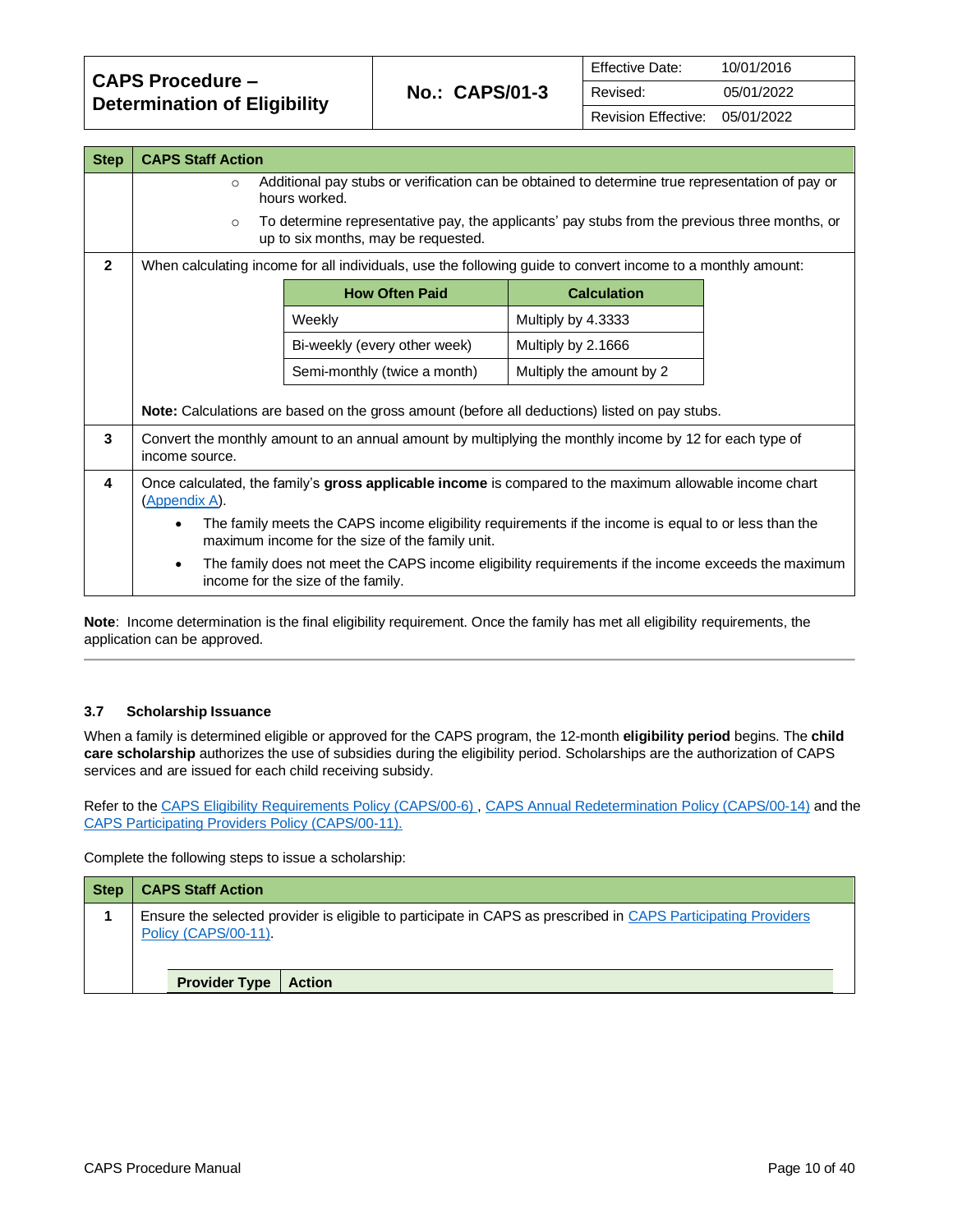| Step | CAPS Staff Action |
|---|---|
| | ○ Additional pay stubs or verification can be obtained to determine true representation of pay or hours worked.<br>○ To determine representative pay, the applicants' pay stubs from the previous three months, or up to six months, may be requested. |
| **2** | When calculating income for all individuals, use the following guide to convert income to a monthly amount:<br><br>**How Often Paid** — **Calculation**<br>Weekly — Multiply by 4.3333<br>Bi-weekly (every other week) — Multiply by 2.1666<br>Semi-monthly (twice a month) — Multiply the amount by 2<br><br>**Note:** Calculations are based on the gross amount (before all deductions) listed on pay stubs. |
| **3** | Convert the monthly amount to an annual amount by multiplying the monthly income by 12 for each type of income source. |
| **4** | Once calculated, the family's **gross applicable income** is compared to the maximum allowable income chart (Appendix A).<br>• The family meets the CAPS income eligibility requirements if the income is equal to or less than the maximum income for the size of the family unit.<br>• The family does not meet the CAPS income eligibility requirements if the income exceeds the maximum income for the size of the family. |

**Note**: Income determination is the final eligibility requirement. Once the family has met all eligibility requirements, the application can be approved.

### 3.7 Scholarship Issuance

When a family is determined eligible or approved for the CAPS program, the 12-month **eligibility period** begins. The **child care scholarship** authorizes the use of subsidies during the eligibility period. Scholarships are the authorization of CAPS services and are issued for each child receiving subsidy.

Refer to the CAPS Eligibility Requirements Policy (CAPS/00-6) , CAPS Annual Redetermination Policy (CAPS/00-14) and the CAPS Participating Providers Policy (CAPS/00-11).

Complete the following steps to issue a scholarship:

| Step | CAPS Staff Action |
|---|---|
| **1** | Ensure the selected provider is eligible to participate in CAPS as prescribed in CAPS Participating Providers Policy (CAPS/00-11).<br><br>**Provider Type** — **Action** |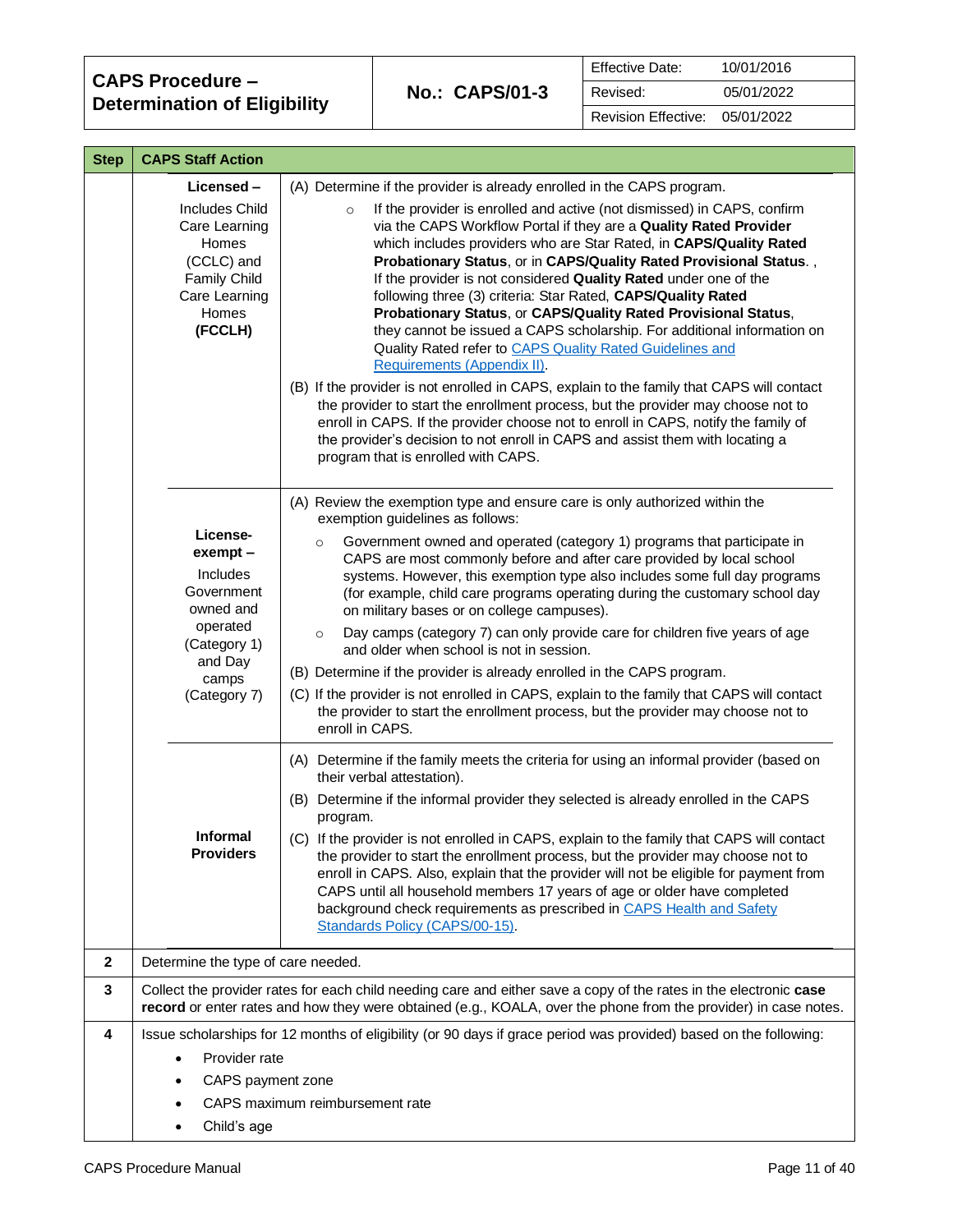| Step | CAPS Staff Action | |
|---|---|---|
| | **Licensed –** Includes Child Care Learning Homes (CCLC) and Family Child Care Learning Homes **(FCCLH)** | (A) Determine if the provider is already enrolled in the CAPS program.<br>◦ If the provider is enrolled and active (not dismissed) in CAPS, confirm via the CAPS Workflow Portal if they are a **Quality Rated Provider** which includes providers who are Star Rated, in **CAPS/Quality Rated Probationary Status**, or in **CAPS/Quality Rated Provisional Status**. , If the provider is not considered **Quality Rated** under one of the following three (3) criteria: Star Rated, **CAPS/Quality Rated Probationary Status**, or **CAPS/Quality Rated Provisional Status**, they cannot be issued a CAPS scholarship. For additional information on Quality Rated refer to [CAPS Quality Rated Guidelines and Requirements (Appendix II)](). <br>(B) If the provider is not enrolled in CAPS, explain to the family that CAPS will contact the provider to start the enrollment process, but the provider may choose not to enroll in CAPS. If the provider choose not to enroll in CAPS, notify the family of the provider's decision to not enroll in CAPS and assist them with locating a program that is enrolled with CAPS. |
| | **License-exempt –** Includes Government owned and operated (Category 1) and Day camps (Category 7) | (A) Review the exemption type and ensure care is only authorized within the exemption guidelines as follows:<br>◦ Government owned and operated (category 1) programs that participate in CAPS are most commonly before and after care provided by local school systems. However, this exemption type also includes some full day programs (for example, child care programs operating during the customary school day on military bases or on college campuses).<br>◦ Day camps (category 7) can only provide care for children five years of age and older when school is not in session.<br>(B) Determine if the provider is already enrolled in the CAPS program.<br>(C) If the provider is not enrolled in CAPS, explain to the family that CAPS will contact the provider to start the enrollment process, but the provider may choose not to enroll in CAPS. |
| | **Informal Providers** | (A) Determine if the family meets the criteria for using an informal provider (based on their verbal attestation).<br>(B) Determine if the informal provider they selected is already enrolled in the CAPS program.<br>(C) If the provider is not enrolled in CAPS, explain to the family that CAPS will contact the provider to start the enrollment process, but the provider may choose not to enroll in CAPS. Also, explain that the provider will not be eligible for payment from CAPS until all household members 17 years of age or older have completed background check requirements as prescribed in [CAPS Health and Safety Standards Policy (CAPS/00-15)](). |
| **2** | Determine the type of care needed. | |
| **3** | Collect the provider rates for each child needing care and either save a copy of the rates in the electronic **case record** or enter rates and how they were obtained (e.g., KOALA, over the phone from the provider) in case notes. | |
| **4** | Issue scholarships for 12 months of eligibility (or 90 days if grace period was provided) based on the following:<br>• Provider rate<br>• CAPS payment zone<br>• CAPS maximum reimbursement rate<br>• Child's age | |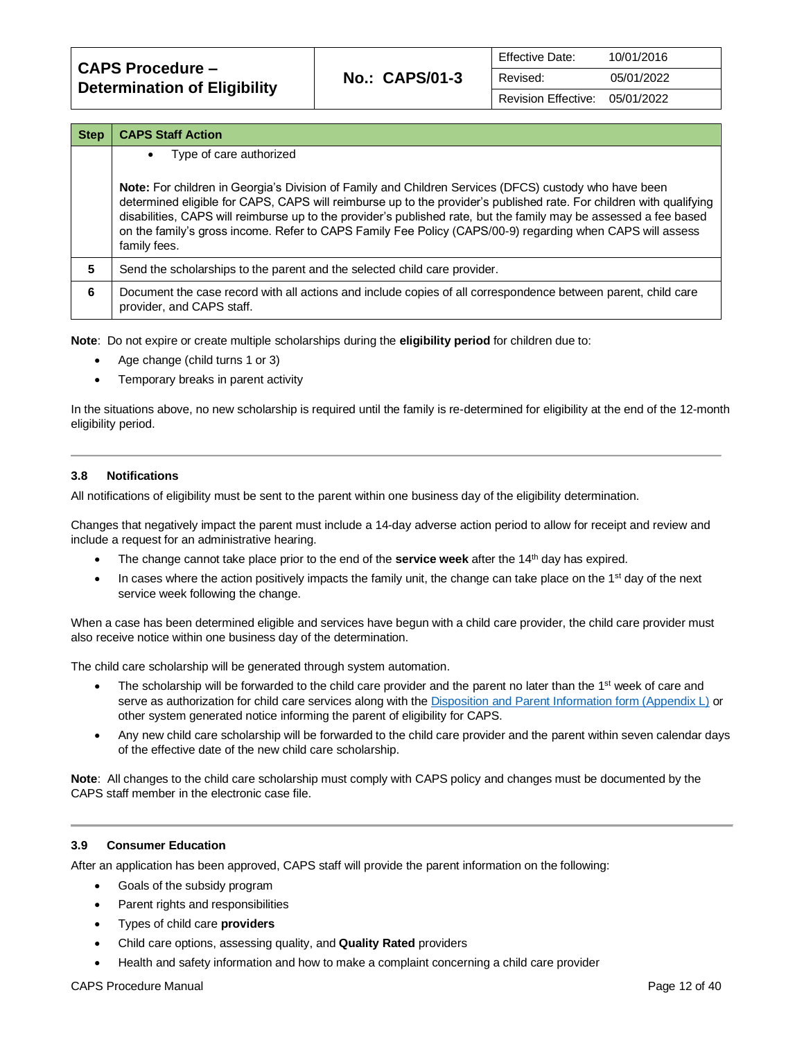| Step | CAPS Staff Action |
|---|---|
| | • Type of care authorized<br><br>**Note:** For children in Georgia's Division of Family and Children Services (DFCS) custody who have been determined eligible for CAPS, CAPS will reimburse up to the provider's published rate. For children with qualifying disabilities, CAPS will reimburse up to the provider's published rate, but the family may be assessed a fee based on the family's gross income. Refer to CAPS Family Fee Policy (CAPS/00-9) regarding when CAPS will assess family fees. |
| 5 | Send the scholarships to the parent and the selected child care provider. |
| 6 | Document the case record with all actions and include copies of all correspondence between parent, child care provider, and CAPS staff. |

**Note**: Do not expire or create multiple scholarships during the **eligibility period** for children due to:

- Age change (child turns 1 or 3)
- Temporary breaks in parent activity

In the situations above, no new scholarship is required until the family is re-determined for eligibility at the end of the 12-month eligibility period.

### 3.8 Notifications

All notifications of eligibility must be sent to the parent within one business day of the eligibility determination.

Changes that negatively impact the parent must include a 14-day adverse action period to allow for receipt and review and include a request for an administrative hearing.

- The change cannot take place prior to the end of the **service week** after the 14th day has expired.
- In cases where the action positively impacts the family unit, the change can take place on the 1st day of the next service week following the change.

When a case has been determined eligible and services have begun with a child care provider, the child care provider must also receive notice within one business day of the determination.

The child care scholarship will be generated through system automation.

- The scholarship will be forwarded to the child care provider and the parent no later than the 1st week of care and serve as authorization for child care services along with the [Disposition and Parent Information form (Appendix L)](#) or other system generated notice informing the parent of eligibility for CAPS.
- Any new child care scholarship will be forwarded to the child care provider and the parent within seven calendar days of the effective date of the new child care scholarship.

**Note**: All changes to the child care scholarship must comply with CAPS policy and changes must be documented by the CAPS staff member in the electronic case file.

### 3.9 Consumer Education

After an application has been approved, CAPS staff will provide the parent information on the following:

- Goals of the subsidy program
- Parent rights and responsibilities
- Types of child care **providers**
- Child care options, assessing quality, and **Quality Rated** providers
- Health and safety information and how to make a complaint concerning a child care provider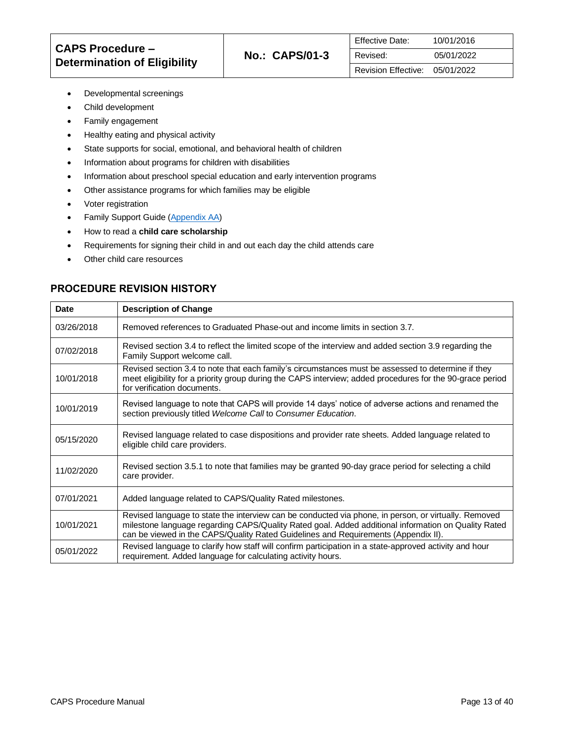- Developmental screenings
- Child development
- Family engagement
- Healthy eating and physical activity
- State supports for social, emotional, and behavioral health of children
- Information about programs for children with disabilities
- Information about preschool special education and early intervention programs
- Other assistance programs for which families may be eligible
- Voter registration
- Family Support Guide (Appendix AA)
- How to read a **child care scholarship**
- Requirements for signing their child in and out each day the child attends care
- Other child care resources

## PROCEDURE REVISION HISTORY

| Date | Description of Change |
|---|---|
| 03/26/2018 | Removed references to Graduated Phase-out and income limits in section 3.7. |
| 07/02/2018 | Revised section 3.4 to reflect the limited scope of the interview and added section 3.9 regarding the Family Support welcome call. |
| 10/01/2018 | Revised section 3.4 to note that each family's circumstances must be assessed to determine if they meet eligibility for a priority group during the CAPS interview; added procedures for the 90-grace period for verification documents. |
| 10/01/2019 | Revised language to note that CAPS will provide 14 days' notice of adverse actions and renamed the section previously titled *Welcome Call* to *Consumer Education*. |
| 05/15/2020 | Revised language related to case dispositions and provider rate sheets. Added language related to eligible child care providers. |
| 11/02/2020 | Revised section 3.5.1 to note that families may be granted 90-day grace period for selecting a child care provider. |
| 07/01/2021 | Added language related to CAPS/Quality Rated milestones. |
| 10/01/2021 | Revised language to state the interview can be conducted via phone, in person, or virtually. Removed milestone language regarding CAPS/Quality Rated goal. Added additional information on Quality Rated can be viewed in the CAPS/Quality Rated Guidelines and Requirements (Appendix II). |
| 05/01/2022 | Revised language to clarify how staff will confirm participation in a state-approved activity and hour requirement. Added language for calculating activity hours. |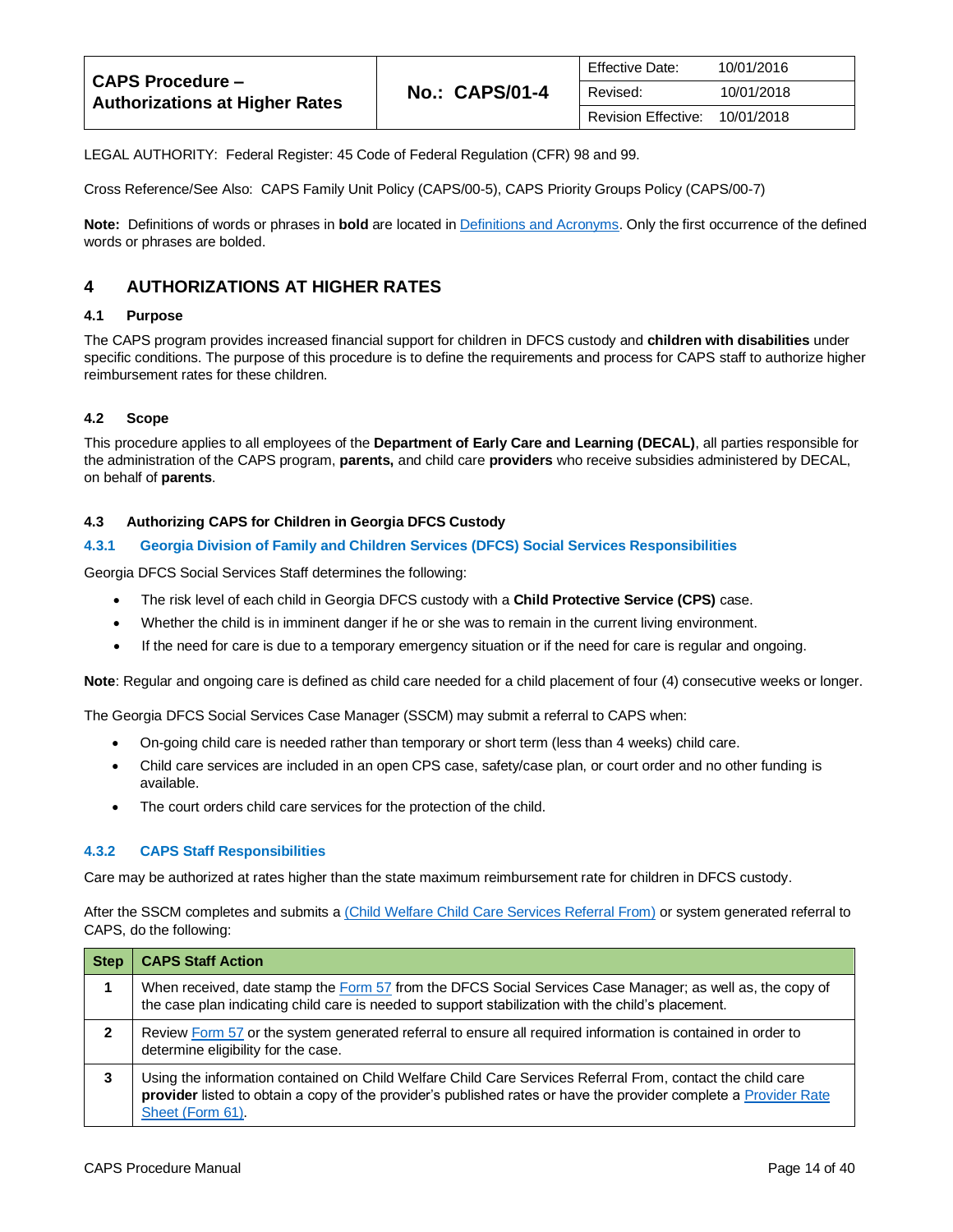| CAPS Procedure – Authorizations at Higher Rates | No.: CAPS/01-4 | Effective Date: 10/01/2016 |
|---|---|---|
| | | Revised: 10/01/2018 |
| | | Revision Effective: 10/01/2018 |

LEGAL AUTHORITY: Federal Register: 45 Code of Federal Regulation (CFR) 98 and 99.

Cross Reference/See Also: CAPS Family Unit Policy (CAPS/00-5), CAPS Priority Groups Policy (CAPS/00-7)

**Note:** Definitions of words or phrases in **bold** are located in Definitions and Acronyms. Only the first occurrence of the defined words or phrases are bolded.

# 4 AUTHORIZATIONS AT HIGHER RATES

## 4.1 Purpose

The CAPS program provides increased financial support for children in DFCS custody and **children with disabilities** under specific conditions. The purpose of this procedure is to define the requirements and process for CAPS staff to authorize higher reimbursement rates for these children.

## 4.2 Scope

This procedure applies to all employees of the **Department of Early Care and Learning (DECAL)**, all parties responsible for the administration of the CAPS program, **parents,** and child care **providers** who receive subsidies administered by DECAL, on behalf of **parents**.

## 4.3 Authorizing CAPS for Children in Georgia DFCS Custody

### 4.3.1 Georgia Division of Family and Children Services (DFCS) Social Services Responsibilities

Georgia DFCS Social Services Staff determines the following:

- The risk level of each child in Georgia DFCS custody with a **Child Protective Service (CPS)** case.
- Whether the child is in imminent danger if he or she was to remain in the current living environment.
- If the need for care is due to a temporary emergency situation or if the need for care is regular and ongoing.

**Note**: Regular and ongoing care is defined as child care needed for a child placement of four (4) consecutive weeks or longer.

The Georgia DFCS Social Services Case Manager (SSCM) may submit a referral to CAPS when:

- On-going child care is needed rather than temporary or short term (less than 4 weeks) child care.
- Child care services are included in an open CPS case, safety/case plan, or court order and no other funding is available.
- The court orders child care services for the protection of the child.

### 4.3.2 CAPS Staff Responsibilities

Care may be authorized at rates higher than the state maximum reimbursement rate for children in DFCS custody.

After the SSCM completes and submits a (Child Welfare Child Care Services Referral From) or system generated referral to CAPS, do the following:

| Step | CAPS Staff Action |
|---|---|
| 1 | When received, date stamp the Form 57 from the DFCS Social Services Case Manager; as well as, the copy of the case plan indicating child care is needed to support stabilization with the child's placement. |
| 2 | Review Form 57 or the system generated referral to ensure all required information is contained in order to determine eligibility for the case. |
| 3 | Using the information contained on Child Welfare Child Care Services Referral From, contact the child care **provider** listed to obtain a copy of the provider's published rates or have the provider complete a Provider Rate Sheet (Form 61). |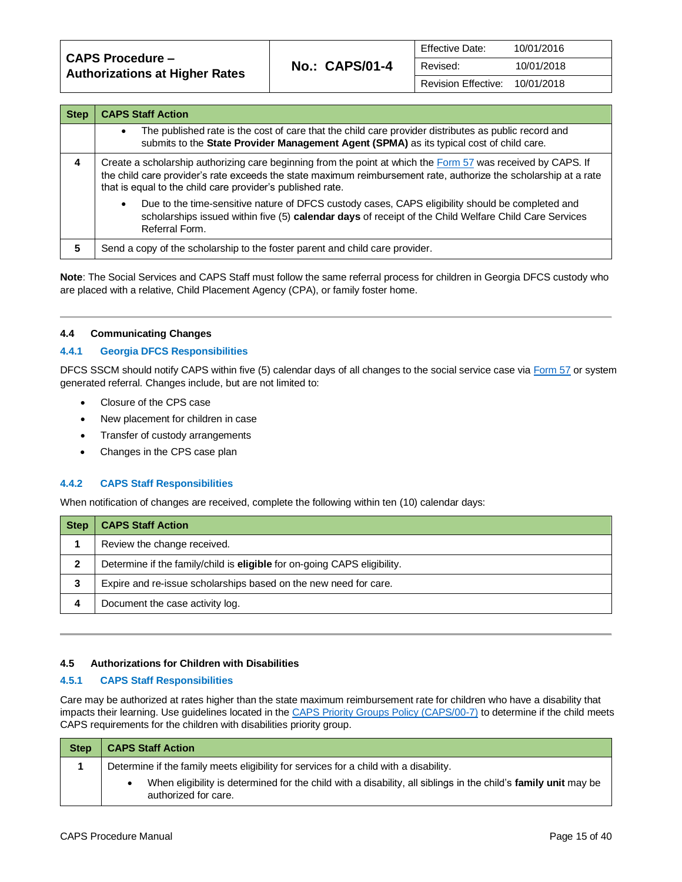| Step | CAPS Staff Action |
| --- | --- |
| | • The published rate is the cost of care that the child care provider distributes as public record and submits to the **State Provider Management Agent (SPMA)** as its typical cost of child care. |
| 4 | Create a scholarship authorizing care beginning from the point at which the Form 57 was received by CAPS. If the child care provider's rate exceeds the state maximum reimbursement rate, authorize the scholarship at a rate that is equal to the child care provider's published rate. <br> • Due to the time-sensitive nature of DFCS custody cases, CAPS eligibility should be completed and scholarships issued within five (5) **calendar days** of receipt of the Child Welfare Child Care Services Referral Form. |
| 5 | Send a copy of the scholarship to the foster parent and child care provider. |

**Note**: The Social Services and CAPS Staff must follow the same referral process for children in Georgia DFCS custody who are placed with a relative, Child Placement Agency (CPA), or family foster home.

### 4.4 Communicating Changes

#### 4.4.1 Georgia DFCS Responsibilities

DFCS SSCM should notify CAPS within five (5) calendar days of all changes to the social service case via Form 57 or system generated referral. Changes include, but are not limited to:

- Closure of the CPS case
- New placement for children in case
- Transfer of custody arrangements
- Changes in the CPS case plan

#### 4.4.2 CAPS Staff Responsibilities

When notification of changes are received, complete the following within ten (10) calendar days:

| Step | CAPS Staff Action |
| --- | --- |
| 1 | Review the change received. |
| 2 | Determine if the family/child is **eligible** for on-going CAPS eligibility. |
| 3 | Expire and re-issue scholarships based on the new need for care. |
| 4 | Document the case activity log. |

### 4.5 Authorizations for Children with Disabilities

#### 4.5.1 CAPS Staff Responsibilities

Care may be authorized at rates higher than the state maximum reimbursement rate for children who have a disability that impacts their learning. Use guidelines located in the CAPS Priority Groups Policy (CAPS/00-7) to determine if the child meets CAPS requirements for the children with disabilities priority group.

| Step | CAPS Staff Action |
| --- | --- |
| 1 | Determine if the family meets eligibility for services for a child with a disability. <br> • When eligibility is determined for the child with a disability, all siblings in the child's **family unit** may be authorized for care. |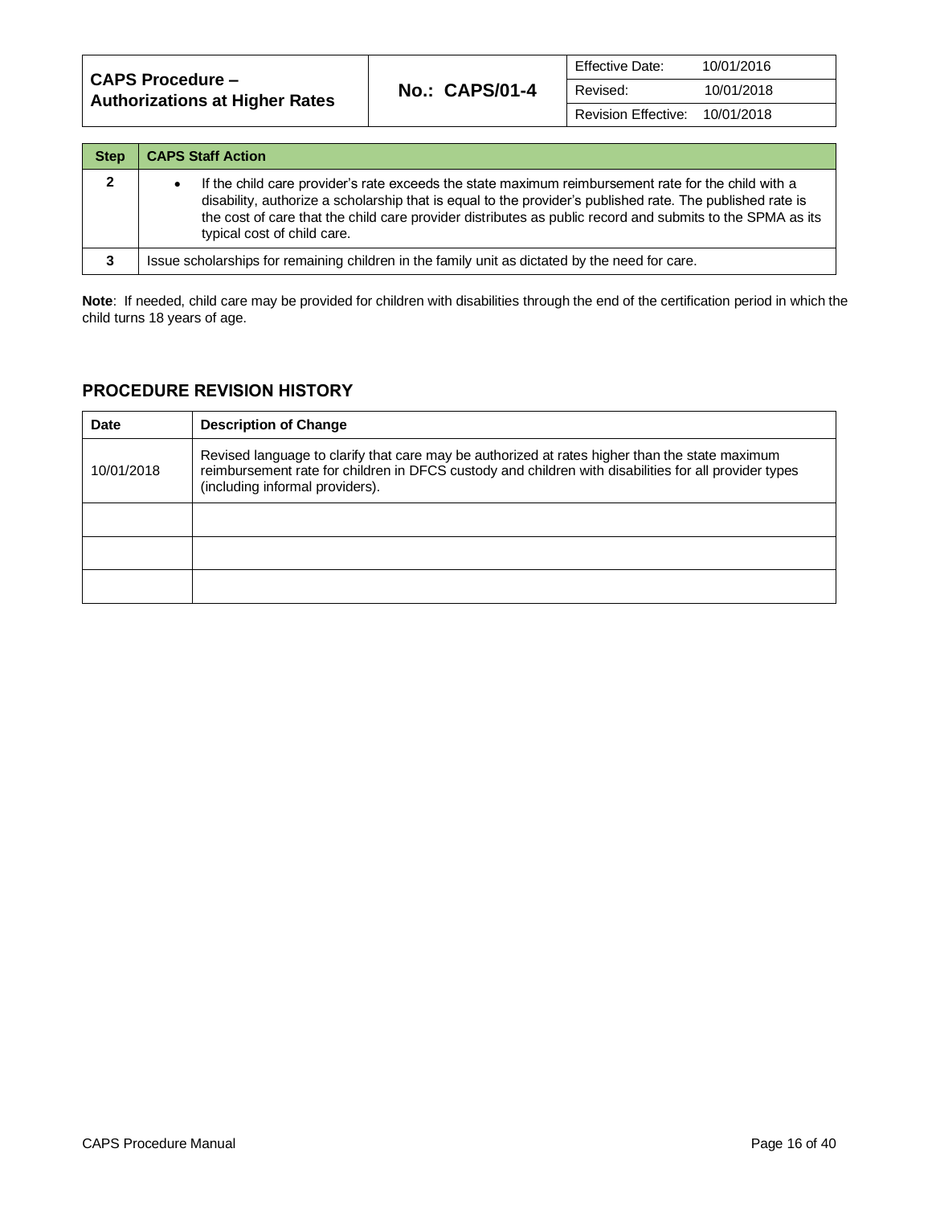| CAPS Procedure – Authorizations at Higher Rates | No.: CAPS/01-4 | Effective Date: 10/01/2016 |
|---|---|---|
| | | Revised: 10/01/2018 |
| | | Revision Effective: 10/01/2018 |

| Step | CAPS Staff Action |
|---|---|
| 2 | • If the child care provider's rate exceeds the state maximum reimbursement rate for the child with a disability, authorize a scholarship that is equal to the provider's published rate. The published rate is the cost of care that the child care provider distributes as public record and submits to the SPMA as its typical cost of child care. |
| 3 | Issue scholarships for remaining children in the family unit as dictated by the need for care. |

**Note**: If needed, child care may be provided for children with disabilities through the end of the certification period in which the child turns 18 years of age.

## PROCEDURE REVISION HISTORY

| Date | Description of Change |
|---|---|
| 10/01/2018 | Revised language to clarify that care may be authorized at rates higher than the state maximum reimbursement rate for children in DFCS custody and children with disabilities for all provider types (including informal providers). |
| | |
| | |
| | |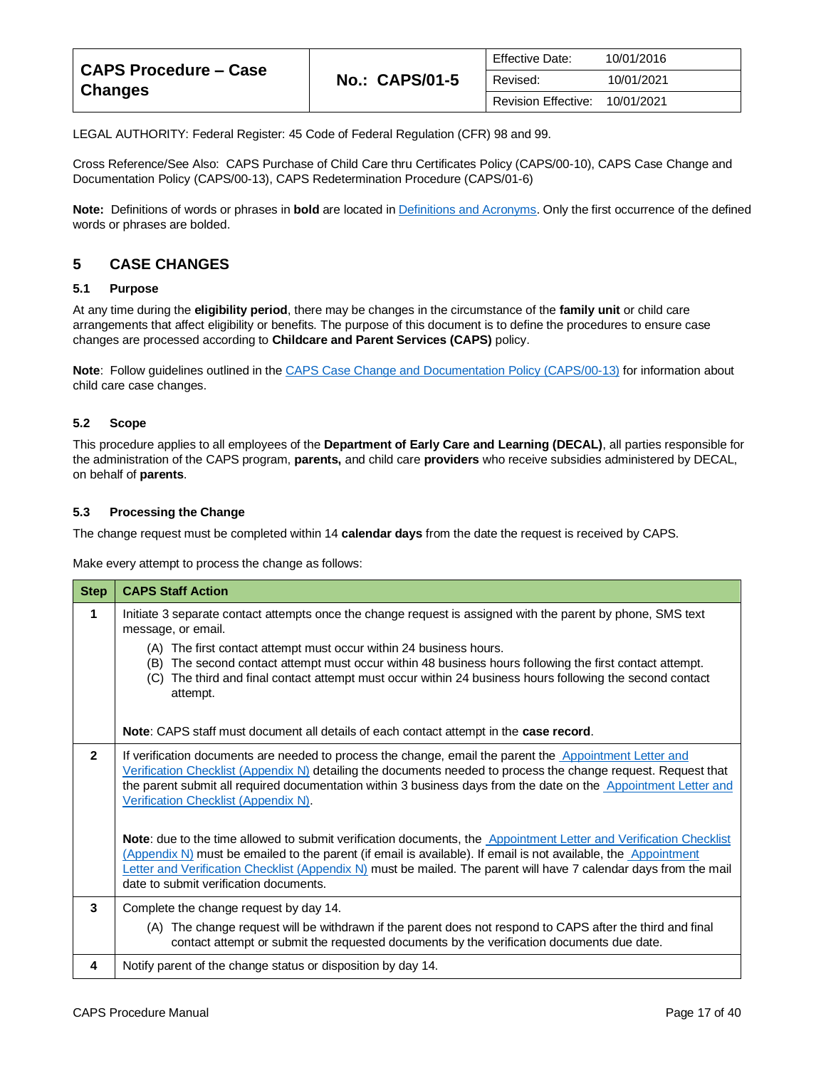| CAPS Procedure – Case Changes | No.: CAPS/01-5 | Effective Date: 10/01/2016 |
|---|---|---|
| | | Revised: 10/01/2021 |
| | | Revision Effective: 10/01/2021 |

LEGAL AUTHORITY: Federal Register: 45 Code of Federal Regulation (CFR) 98 and 99.

Cross Reference/See Also: CAPS Purchase of Child Care thru Certificates Policy (CAPS/00-10), CAPS Case Change and Documentation Policy (CAPS/00-13), CAPS Redetermination Procedure (CAPS/01-6)

**Note:** Definitions of words or phrases in **bold** are located in Definitions and Acronyms. Only the first occurrence of the defined words or phrases are bolded.

## 5 CASE CHANGES

### 5.1 Purpose

At any time during the **eligibility period**, there may be changes in the circumstance of the **family unit** or child care arrangements that affect eligibility or benefits. The purpose of this document is to define the procedures to ensure case changes are processed according to **Childcare and Parent Services (CAPS)** policy.

**Note**: Follow guidelines outlined in the CAPS Case Change and Documentation Policy (CAPS/00-13) for information about child care case changes.

### 5.2 Scope

This procedure applies to all employees of the **Department of Early Care and Learning (DECAL)**, all parties responsible for the administration of the CAPS program, **parents,** and child care **providers** who receive subsidies administered by DECAL, on behalf of **parents**.

### 5.3 Processing the Change

The change request must be completed within 14 **calendar days** from the date the request is received by CAPS.

Make every attempt to process the change as follows:

| Step | CAPS Staff Action |
|---|---|
| 1 | Initiate 3 separate contact attempts once the change request is assigned with the parent by phone, SMS text message, or email.<br>(A) The first contact attempt must occur within 24 business hours.<br>(B) The second contact attempt must occur within 48 business hours following the first contact attempt.<br>(C) The third and final contact attempt must occur within 24 business hours following the second contact attempt.<br><br>**Note**: CAPS staff must document all details of each contact attempt in the **case record**. |
| 2 | If verification documents are needed to process the change, email the parent the Appointment Letter and Verification Checklist (Appendix N) detailing the documents needed to process the change request. Request that the parent submit all required documentation within 3 business days from the date on the Appointment Letter and Verification Checklist (Appendix N).<br><br>**Note**: due to the time allowed to submit verification documents, the Appointment Letter and Verification Checklist (Appendix N) must be emailed to the parent (if email is available). If email is not available, the Appointment Letter and Verification Checklist (Appendix N) must be mailed. The parent will have 7 calendar days from the mail date to submit verification documents. |
| 3 | Complete the change request by day 14.<br>(A) The change request will be withdrawn if the parent does not respond to CAPS after the third and final contact attempt or submit the requested documents by the verification documents due date. |
| 4 | Notify parent of the change status or disposition by day 14. |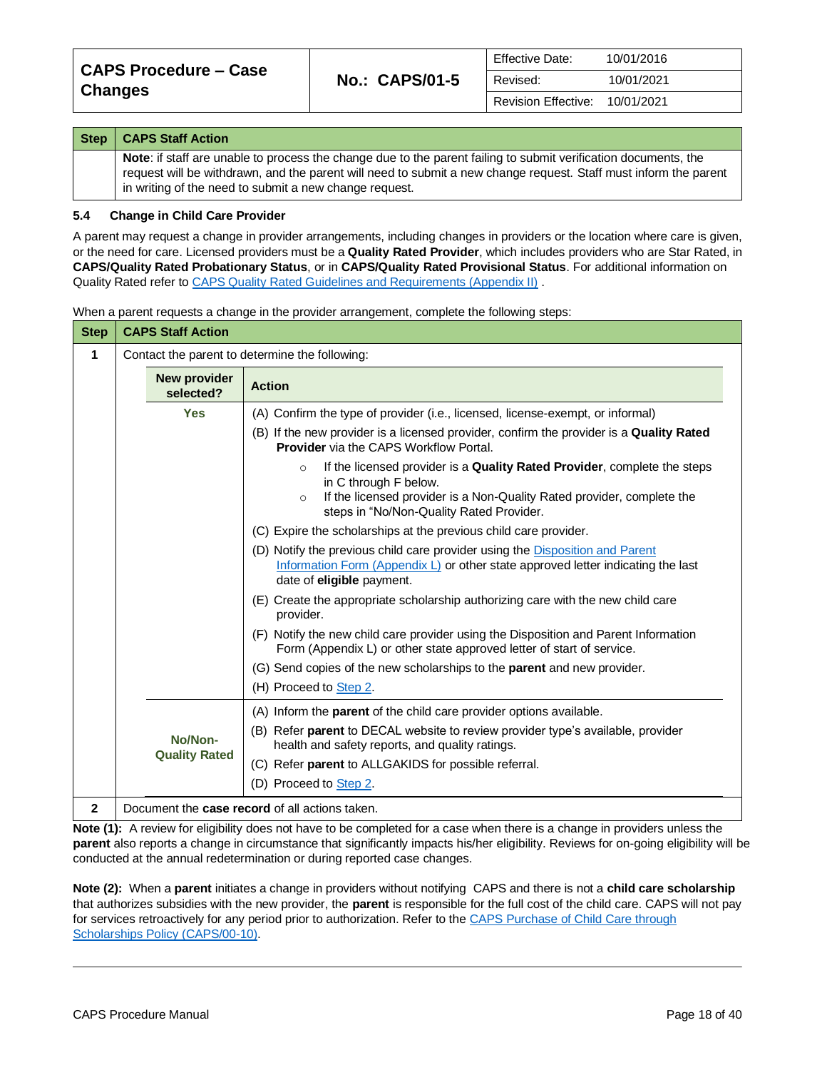| Step | CAPS Staff Action |
|---|---|
| | **Note**: if staff are unable to process the change due to the parent failing to submit verification documents, the request will be withdrawn, and the parent will need to submit a new change request. Staff must inform the parent in writing of the need to submit a new change request. |

### 5.4 Change in Child Care Provider

A parent may request a change in provider arrangements, including changes in providers or the location where care is given, or the need for care. Licensed providers must be a **Quality Rated Provider**, which includes providers who are Star Rated, in **CAPS/Quality Rated Probationary Status**, or in **CAPS/Quality Rated Provisional Status**. For additional information on Quality Rated refer to CAPS Quality Rated Guidelines and Requirements (Appendix II) .

When a parent requests a change in the provider arrangement, complete the following steps:

| Step | CAPS Staff Action | |
|---|---|---|
| 1 | Contact the parent to determine the following: | |
| | **New provider selected?** | **Action** |
| | **Yes** | (A) Confirm the type of provider (i.e., licensed, license-exempt, or informal)<br>(B) If the new provider is a licensed provider, confirm the provider is a **Quality Rated Provider** via the CAPS Workflow Portal.<br>◦ If the licensed provider is a **Quality Rated Provider**, complete the steps in C through F below.<br>◦ If the licensed provider is a Non-Quality Rated provider, complete the steps in "No/Non-Quality Rated Provider.<br>(C) Expire the scholarships at the previous child care provider.<br>(D) Notify the previous child care provider using the Disposition and Parent Information Form (Appendix L) or other state approved letter indicating the last date of **eligible** payment.<br>(E) Create the appropriate scholarship authorizing care with the new child care provider.<br>(F) Notify the new child care provider using the Disposition and Parent Information Form (Appendix L) or other state approved letter of start of service.<br>(G) Send copies of the new scholarships to the **parent** and new provider.<br>(H) Proceed to Step 2. |
| | **No/Non-Quality Rated** | (A) Inform the **parent** of the child care provider options available.<br>(B) Refer **parent** to DECAL website to review provider type's available, provider health and safety reports, and quality ratings.<br>(C) Refer **parent** to ALLGAKIDS for possible referral.<br>(D) Proceed to Step 2. |
| 2 | Document the **case record** of all actions taken. | |

**Note (1):** A review for eligibility does not have to be completed for a case when there is a change in providers unless the **parent** also reports a change in circumstance that significantly impacts his/her eligibility. Reviews for on-going eligibility will be conducted at the annual redetermination or during reported case changes.

**Note (2):** When a **parent** initiates a change in providers without notifying CAPS and there is not a **child care scholarship** that authorizes subsidies with the new provider, the **parent** is responsible for the full cost of the child care. CAPS will not pay for services retroactively for any period prior to authorization. Refer to the CAPS Purchase of Child Care through Scholarships Policy (CAPS/00-10).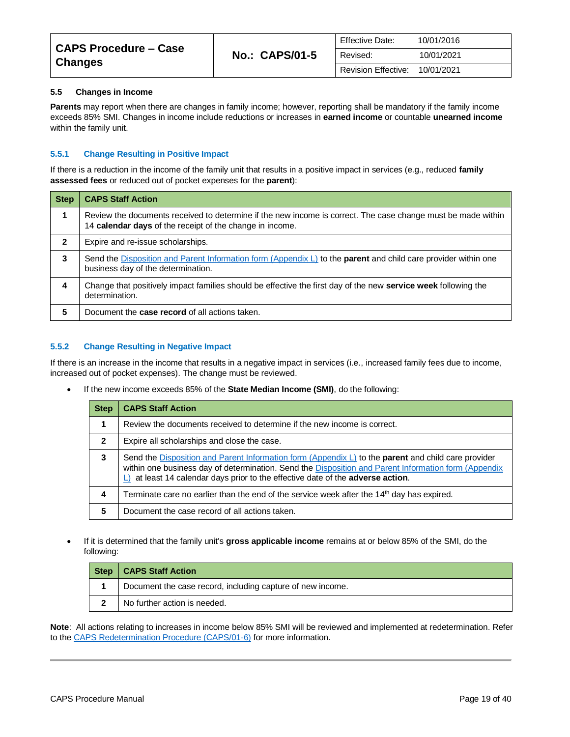### 5.5 Changes in Income

**Parents** may report when there are changes in family income; however, reporting shall be mandatory if the family income exceeds 85% SMI. Changes in income include reductions or increases in **earned income** or countable **unearned income** within the family unit.

#### 5.5.1 Change Resulting in Positive Impact

If there is a reduction in the income of the family unit that results in a positive impact in services (e.g., reduced **family assessed fees** or reduced out of pocket expenses for the **parent**):

| Step | CAPS Staff Action |
|---|---|
| 1 | Review the documents received to determine if the new income is correct. The case change must be made within 14 **calendar days** of the receipt of the change in income. |
| 2 | Expire and re-issue scholarships. |
| 3 | Send the Disposition and Parent Information form (Appendix L) to the **parent** and child care provider within one business day of the determination. |
| 4 | Change that positively impact families should be effective the first day of the new **service week** following the determination. |
| 5 | Document the **case record** of all actions taken. |

#### 5.5.2 Change Resulting in Negative Impact

If there is an increase in the income that results in a negative impact in services (i.e., increased family fees due to income, increased out of pocket expenses). The change must be reviewed.

- If the new income exceeds 85% of the **State Median Income (SMI)**, do the following:

| Step | CAPS Staff Action |
|---|---|
| 1 | Review the documents received to determine if the new income is correct. |
| 2 | Expire all scholarships and close the case. |
| 3 | Send the Disposition and Parent Information form (Appendix L) to the **parent** and child care provider within one business day of determination. Send the Disposition and Parent Information form (Appendix L) at least 14 calendar days prior to the effective date of the **adverse action**. |
| 4 | Terminate care no earlier than the end of the service week after the 14th day has expired. |
| 5 | Document the case record of all actions taken. |

- If it is determined that the family unit's **gross applicable income** remains at or below 85% of the SMI, do the following:

| Step | CAPS Staff Action |
|---|---|
| 1 | Document the case record, including capture of new income. |
| 2 | No further action is needed. |

**Note**: All actions relating to increases in income below 85% SMI will be reviewed and implemented at redetermination. Refer to the CAPS Redetermination Procedure (CAPS/01-6) for more information.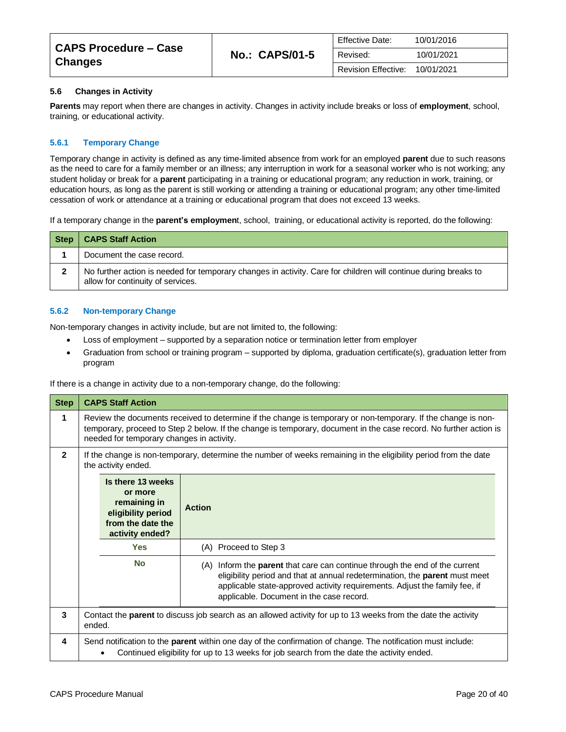### 5.6 Changes in Activity

**Parents** may report when there are changes in activity. Changes in activity include breaks or loss of **employment**, school, training, or educational activity.

#### 5.6.1 Temporary Change

Temporary change in activity is defined as any time-limited absence from work for an employed **parent** due to such reasons as the need to care for a family member or an illness; any interruption in work for a seasonal worker who is not working; any student holiday or break for a **parent** participating in a training or educational program; any reduction in work, training, or education hours, as long as the parent is still working or attending a training or educational program; any other time-limited cessation of work or attendance at a training or educational program that does not exceed 13 weeks.

If a temporary change in the **parent's employment**, school, training, or educational activity is reported, do the following:

| Step | CAPS Staff Action |
|---|---|
| 1 | Document the case record. |
| 2 | No further action is needed for temporary changes in activity. Care for children will continue during breaks to allow for continuity of services. |

#### 5.6.2 Non-temporary Change

Non-temporary changes in activity include, but are not limited to, the following:

- Loss of employment – supported by a separation notice or termination letter from employer
- Graduation from school or training program – supported by diploma, graduation certificate(s), graduation letter from program

If there is a change in activity due to a non-temporary change, do the following:

| Step | CAPS Staff Action |
|---|---|
| 1 | Review the documents received to determine if the change is temporary or non-temporary. If the change is non-temporary, proceed to Step 2 below. If the change is temporary, document in the case record. No further action is needed for temporary changes in activity. |
| 2 | If the change is non-temporary, determine the number of weeks remaining in the eligibility period from the date the activity ended.<br><br>**Is there 13 weeks or more remaining in eligibility period from the date the activity ended?** / **Action**<br>**Yes**: (A) Proceed to Step 3<br>**No**: (A) Inform the **parent** that care can continue through the end of the current eligibility period and that at annual redetermination, the **parent** must meet applicable state-approved activity requirements. Adjust the family fee, if applicable. Document in the case record. |
| 3 | Contact the **parent** to discuss job search as an allowed activity for up to 13 weeks from the date the activity ended. |
| 4 | Send notification to the **parent** within one day of the confirmation of change. The notification must include:<br>• Continued eligibility for up to 13 weeks for job search from the date the activity ended. |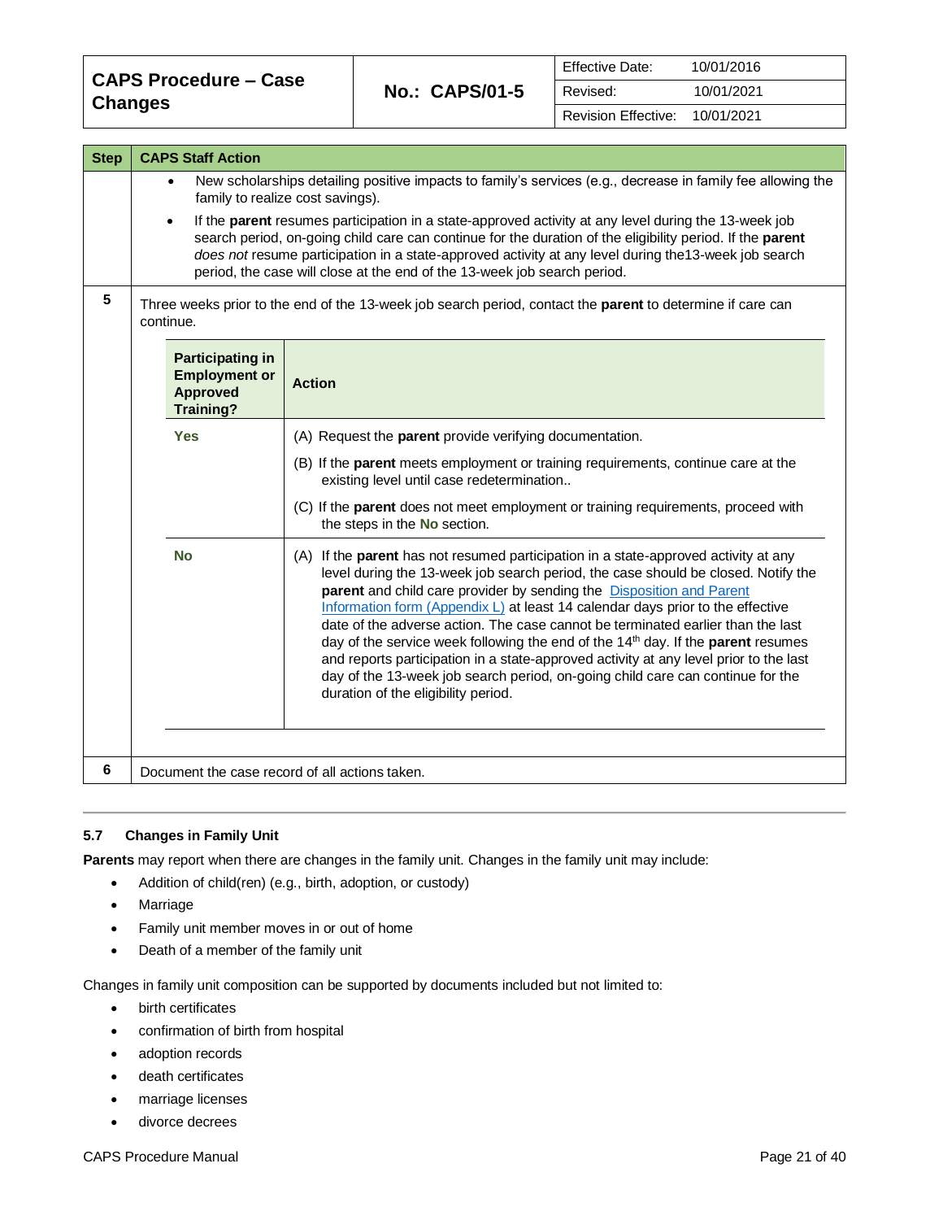| Step | CAPS Staff Action |
|---|---|
| | • New scholarships detailing positive impacts to family's services (e.g., decrease in family fee allowing the family to realize cost savings).<br>• If the **parent** resumes participation in a state-approved activity at any level during the 13-week job search period, on-going child care can continue for the duration of the eligibility period. If the **parent** *does not* resume participation in a state-approved activity at any level during the13-week job search period, the case will close at the end of the 13-week job search period. |
| 5 | Three weeks prior to the end of the 13-week job search period, contact the **parent** to determine if care can continue. |
| 6 | Document the case record of all actions taken. |

Step 5 table:

| Participating in Employment or Approved Training? | Action |
|---|---|
| **Yes** | (A) Request the **parent** provide verifying documentation.<br>(B) If the **parent** meets employment or training requirements, continue care at the existing level until case redetermination..<br>(C) If the **parent** does not meet employment or training requirements, proceed with the steps in the **No** section. |
| **No** | (A) If the **parent** has not resumed participation in a state-approved activity at any level during the 13-week job search period, the case should be closed. Notify the **parent** and child care provider by sending the Disposition and Parent Information form (Appendix L) at least 14 calendar days prior to the effective date of the adverse action. The case cannot be terminated earlier than the last day of the service week following the end of the 14th day. If the **parent** resumes and reports participation in a state-approved activity at any level prior to the last day of the 13-week job search period, on-going child care can continue for the duration of the eligibility period. |

### 5.7 Changes in Family Unit

**Parents** may report when there are changes in the family unit. Changes in the family unit may include:

- Addition of child(ren) (e.g., birth, adoption, or custody)
- Marriage
- Family unit member moves in or out of home
- Death of a member of the family unit

Changes in family unit composition can be supported by documents included but not limited to:

- birth certificates
- confirmation of birth from hospital
- adoption records
- death certificates
- marriage licenses
- divorce decrees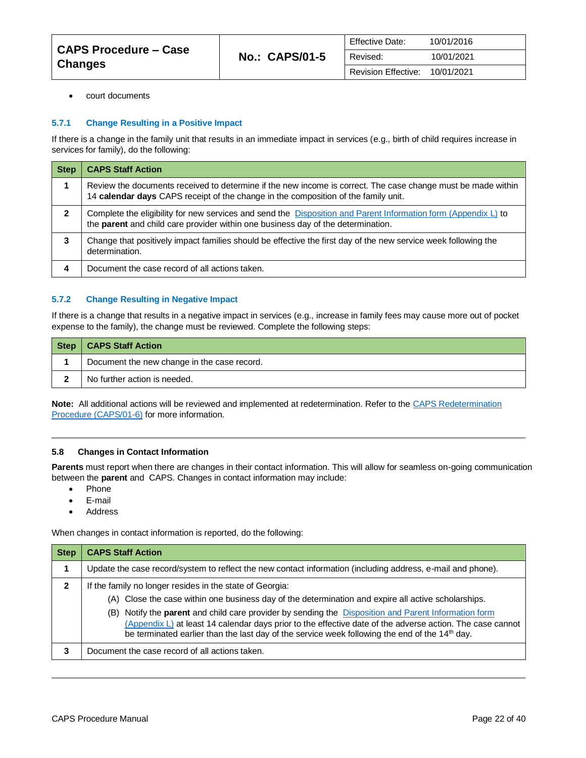- court documents

### 5.7.1 Change Resulting in a Positive Impact

If there is a change in the family unit that results in an immediate impact in services (e.g., birth of child requires increase in services for family), do the following:

| Step | CAPS Staff Action |
|---|---|
| 1 | Review the documents received to determine if the new income is correct. The case change must be made within 14 **calendar days** CAPS receipt of the change in the composition of the family unit. |
| 2 | Complete the eligibility for new services and send the Disposition and Parent Information form (Appendix L) to the **parent** and child care provider within one business day of the determination. |
| 3 | Change that positively impact families should be effective the first day of the new service week following the determination. |
| 4 | Document the case record of all actions taken. |

### 5.7.2 Change Resulting in Negative Impact

If there is a change that results in a negative impact in services (e.g., increase in family fees may cause more out of pocket expense to the family), the change must be reviewed. Complete the following steps:

| Step | CAPS Staff Action |
|---|---|
| 1 | Document the new change in the case record. |
| 2 | No further action is needed. |

**Note:** All additional actions will be reviewed and implemented at redetermination. Refer to the CAPS Redetermination Procedure (CAPS/01-6) for more information.

---

## 5.8 Changes in Contact Information

**Parents** must report when there are changes in their contact information. This will allow for seamless on-going communication between the **parent** and CAPS. Changes in contact information may include:

- Phone
- E-mail
- Address

When changes in contact information is reported, do the following:

| Step | CAPS Staff Action |
|---|---|
| 1 | Update the case record/system to reflect the new contact information (including address, e-mail and phone). |
| 2 | If the family no longer resides in the state of Georgia:<br>(A) Close the case within one business day of the determination and expire all active scholarships.<br>(B) Notify the **parent** and child care provider by sending the Disposition and Parent Information form (Appendix L) at least 14 calendar days prior to the effective date of the adverse action. The case cannot be terminated earlier than the last day of the service week following the end of the 14th day. |
| 3 | Document the case record of all actions taken. |

---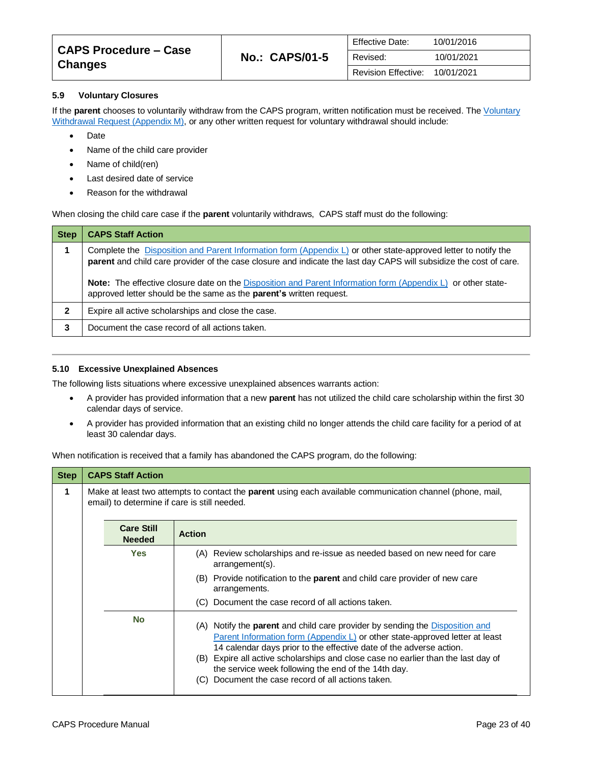### 5.9 Voluntary Closures

If the **parent** chooses to voluntarily withdraw from the CAPS program, written notification must be received. The Voluntary Withdrawal Request (Appendix M), or any other written request for voluntary withdrawal should include:

- Date
- Name of the child care provider
- Name of child(ren)
- Last desired date of service
- Reason for the withdrawal

When closing the child care case if the **parent** voluntarily withdraws, CAPS staff must do the following:

| Step | CAPS Staff Action |
|---|---|
| 1 | Complete the Disposition and Parent Information form (Appendix L) or other state-approved letter to notify the **parent** and child care provider of the case closure and indicate the last day CAPS will subsidize the cost of care.<br><br>**Note:** The effective closure date on the Disposition and Parent Information form (Appendix L) or other state-approved letter should be the same as the **parent's** written request. |
| 2 | Expire all active scholarships and close the case. |
| 3 | Document the case record of all actions taken. |

### 5.10 Excessive Unexplained Absences

The following lists situations where excessive unexplained absences warrants action:

- A provider has provided information that a new **parent** has not utilized the child care scholarship within the first 30 calendar days of service.
- A provider has provided information that an existing child no longer attends the child care facility for a period of at least 30 calendar days.

When notification is received that a family has abandoned the CAPS program, do the following:

| Step | CAPS Staff Action |
|---|---|
| 1 | Make at least two attempts to contact the **parent** using each available communication channel (phone, mail, email) to determine if care is still needed. |

| Care Still Needed | Action |
|---|---|
| Yes | (A) Review scholarships and re-issue as needed based on new need for care arrangement(s).<br>(B) Provide notification to the **parent** and child care provider of new care arrangements.<br>(C) Document the case record of all actions taken. |
| No | (A) Notify the **parent** and child care provider by sending the Disposition and Parent Information form (Appendix L) or other state-approved letter at least 14 calendar days prior to the effective date of the adverse action.<br>(B) Expire all active scholarships and close case no earlier than the last day of the service week following the end of the 14th day.<br>(C) Document the case record of all actions taken. |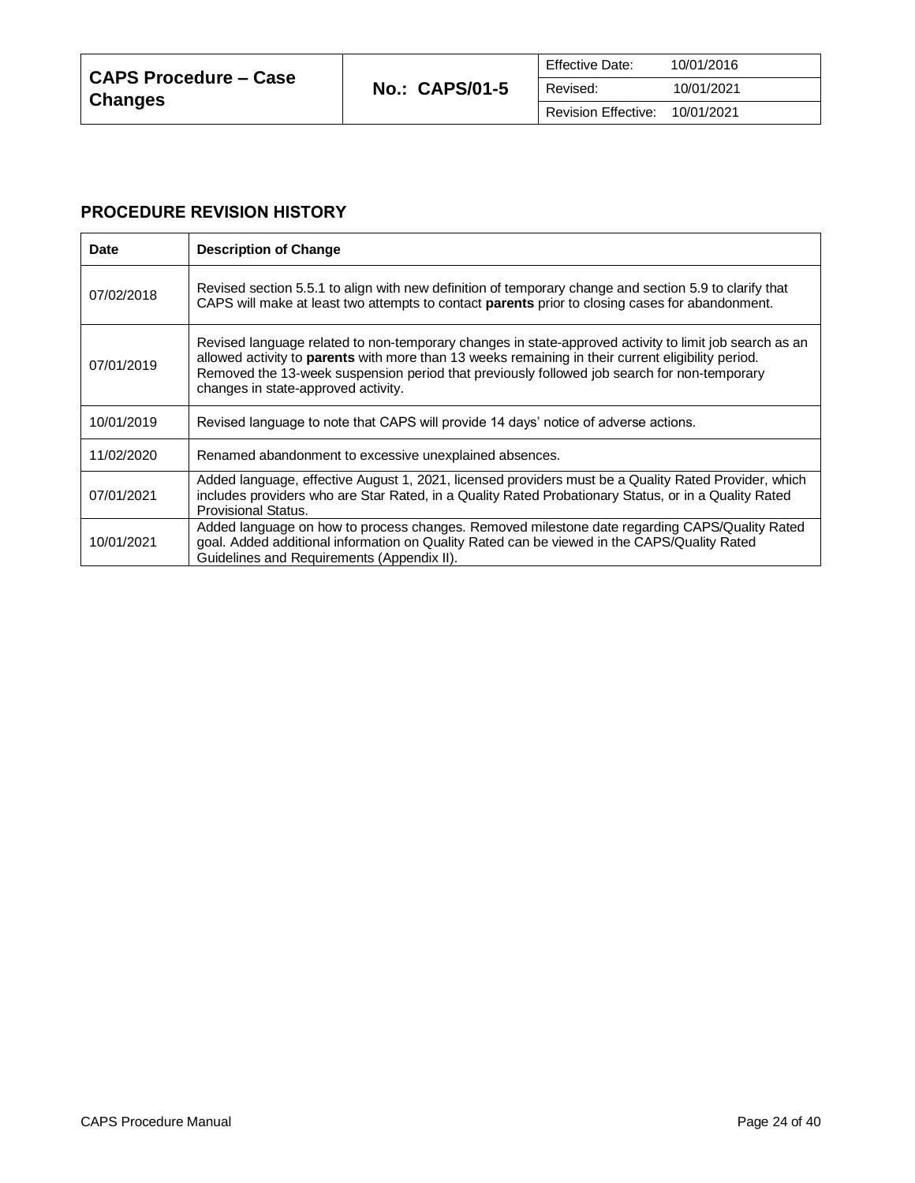## PROCEDURE REVISION HISTORY

| Date | Description of Change |
|---|---|
| 07/02/2018 | Revised section 5.5.1 to align with new definition of temporary change and section 5.9 to clarify that CAPS will make at least two attempts to contact **parents** prior to closing cases for abandonment. |
| 07/01/2019 | Revised language related to non-temporary changes in state-approved activity to limit job search as an allowed activity to **parents** with more than 13 weeks remaining in their current eligibility period. Removed the 13-week suspension period that previously followed job search for non-temporary changes in state-approved activity. |
| 10/01/2019 | Revised language to note that CAPS will provide 14 days' notice of adverse actions. |
| 11/02/2020 | Renamed abandonment to excessive unexplained absences. |
| 07/01/2021 | Added language, effective August 1, 2021, licensed providers must be a Quality Rated Provider, which includes providers who are Star Rated, in a Quality Rated Probationary Status, or in a Quality Rated Provisional Status. |
| 10/01/2021 | Added language on how to process changes. Removed milestone date regarding CAPS/Quality Rated goal. Added additional information on Quality Rated can be viewed in the CAPS/Quality Rated Guidelines and Requirements (Appendix II). |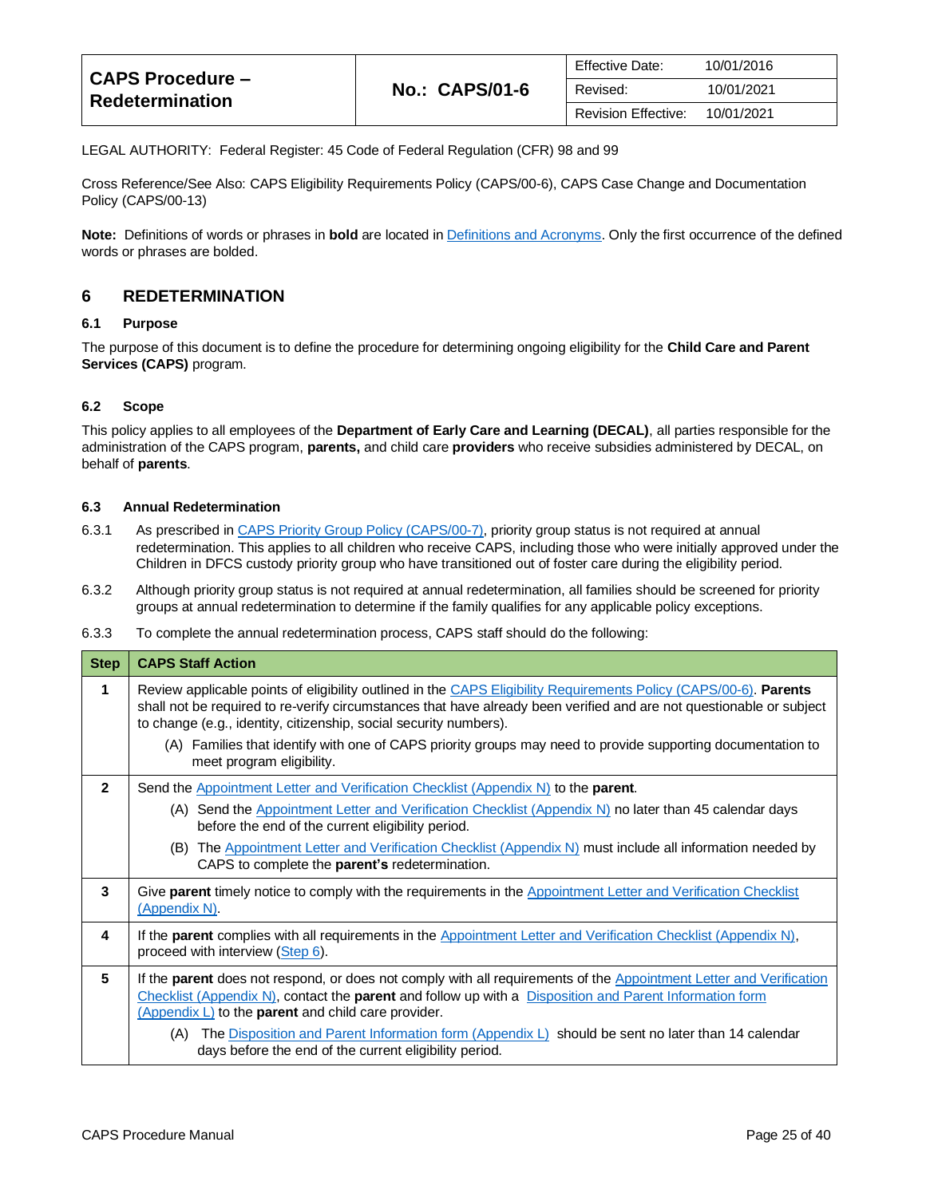| **CAPS Procedure – Redetermination** | **No.: CAPS/01-6** | Effective Date: 10/01/2016 |
|---|---|---|
| | | Revised: 10/01/2021 |
| | | Revision Effective: 10/01/2021 |

LEGAL AUTHORITY: Federal Register: 45 Code of Federal Regulation (CFR) 98 and 99

Cross Reference/See Also: CAPS Eligibility Requirements Policy (CAPS/00-6), CAPS Case Change and Documentation Policy (CAPS/00-13)

**Note:** Definitions of words or phrases in **bold** are located in Definitions and Acronyms. Only the first occurrence of the defined words or phrases are bolded.

## 6 REDETERMINATION

### 6.1 Purpose

The purpose of this document is to define the procedure for determining ongoing eligibility for the **Child Care and Parent Services (CAPS)** program.

### 6.2 Scope

This policy applies to all employees of the **Department of Early Care and Learning (DECAL)**, all parties responsible for the administration of the CAPS program, **parents,** and child care **providers** who receive subsidies administered by DECAL, on behalf of **parents**.

### 6.3 Annual Redetermination

6.3.1 As prescribed in CAPS Priority Group Policy (CAPS/00-7), priority group status is not required at annual redetermination. This applies to all children who receive CAPS, including those who were initially approved under the Children in DFCS custody priority group who have transitioned out of foster care during the eligibility period.

6.3.2 Although priority group status is not required at annual redetermination, all families should be screened for priority groups at annual redetermination to determine if the family qualifies for any applicable policy exceptions.

6.3.3 To complete the annual redetermination process, CAPS staff should do the following:

| Step | CAPS Staff Action |
|---|---|
| **1** | Review applicable points of eligibility outlined in the CAPS Eligibility Requirements Policy (CAPS/00-6). **Parents** shall not be required to re-verify circumstances that have already been verified and are not questionable or subject to change (e.g., identity, citizenship, social security numbers).<br>(A) Families that identify with one of CAPS priority groups may need to provide supporting documentation to meet program eligibility. |
| **2** | Send the Appointment Letter and Verification Checklist (Appendix N) to the **parent**.<br>(A) Send the Appointment Letter and Verification Checklist (Appendix N) no later than 45 calendar days before the end of the current eligibility period.<br>(B) The Appointment Letter and Verification Checklist (Appendix N) must include all information needed by CAPS to complete the **parent's** redetermination. |
| **3** | Give **parent** timely notice to comply with the requirements in the Appointment Letter and Verification Checklist (Appendix N). |
| **4** | If the **parent** complies with all requirements in the Appointment Letter and Verification Checklist (Appendix N), proceed with interview (Step 6). |
| **5** | If the **parent** does not respond, or does not comply with all requirements of the Appointment Letter and Verification Checklist (Appendix N), contact the **parent** and follow up with a Disposition and Parent Information form (Appendix L) to the **parent** and child care provider.<br>(A) The Disposition and Parent Information form (Appendix L) should be sent no later than 14 calendar days before the end of the current eligibility period. |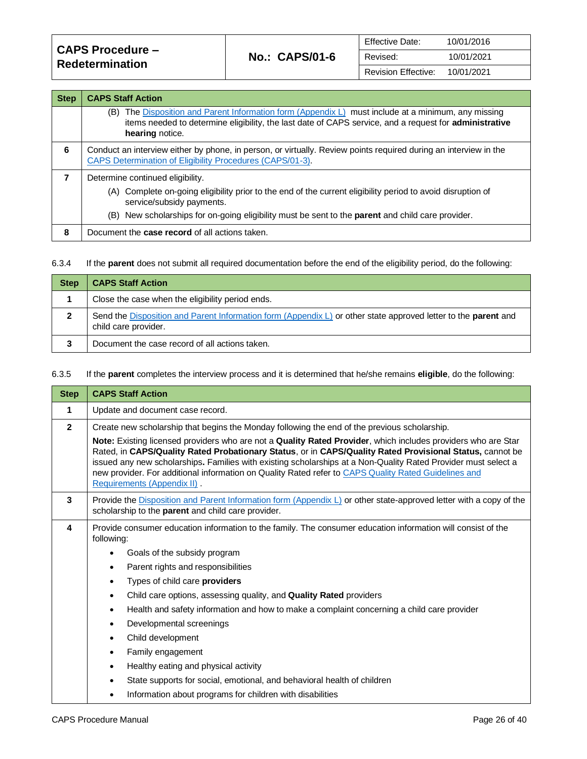| Step | CAPS Staff Action |
|---|---|
| | (B) The Disposition and Parent Information form (Appendix L) must include at a minimum, any missing items needed to determine eligibility, the last date of CAPS service, and a request for **administrative hearing** notice. |
| **6** | Conduct an interview either by phone, in person, or virtually. Review points required during an interview in the CAPS Determination of Eligibility Procedures (CAPS/01-3). |
| **7** | Determine continued eligibility.<br>(A) Complete on-going eligibility prior to the end of the current eligibility period to avoid disruption of service/subsidy payments.<br>(B) New scholarships for on-going eligibility must be sent to the **parent** and child care provider. |
| **8** | Document the **case record** of all actions taken. |

6.3.4 If the **parent** does not submit all required documentation before the end of the eligibility period, do the following:

| Step | CAPS Staff Action |
|---|---|
| **1** | Close the case when the eligibility period ends. |
| **2** | Send the Disposition and Parent Information form (Appendix L) or other state approved letter to the **parent** and child care provider. |
| **3** | Document the case record of all actions taken. |

6.3.5 If the **parent** completes the interview process and it is determined that he/she remains **eligible**, do the following:

| Step | CAPS Staff Action |
|---|---|
| **1** | Update and document case record. |
| **2** | Create new scholarship that begins the Monday following the end of the previous scholarship.<br>**Note:** Existing licensed providers who are not a **Quality Rated Provider**, which includes providers who are Star Rated, in **CAPS/Quality Rated Probationary Status**, or in **CAPS/Quality Rated Provisional Status,** cannot be issued any new scholarships**.** Families with existing scholarships at a Non-Quality Rated Provider must select a new provider. For additional information on Quality Rated refer to CAPS Quality Rated Guidelines and Requirements (Appendix II) . |
| **3** | Provide the Disposition and Parent Information form (Appendix L) or other state-approved letter with a copy of the scholarship to the **parent** and child care provider. |
| **4** | Provide consumer education information to the family. The consumer education information will consist of the following:<br>• Goals of the subsidy program<br>• Parent rights and responsibilities<br>• Types of child care **providers**<br>• Child care options, assessing quality, and **Quality Rated** providers<br>• Health and safety information and how to make a complaint concerning a child care provider<br>• Developmental screenings<br>• Child development<br>• Family engagement<br>• Healthy eating and physical activity<br>• State supports for social, emotional, and behavioral health of children<br>• Information about programs for children with disabilities |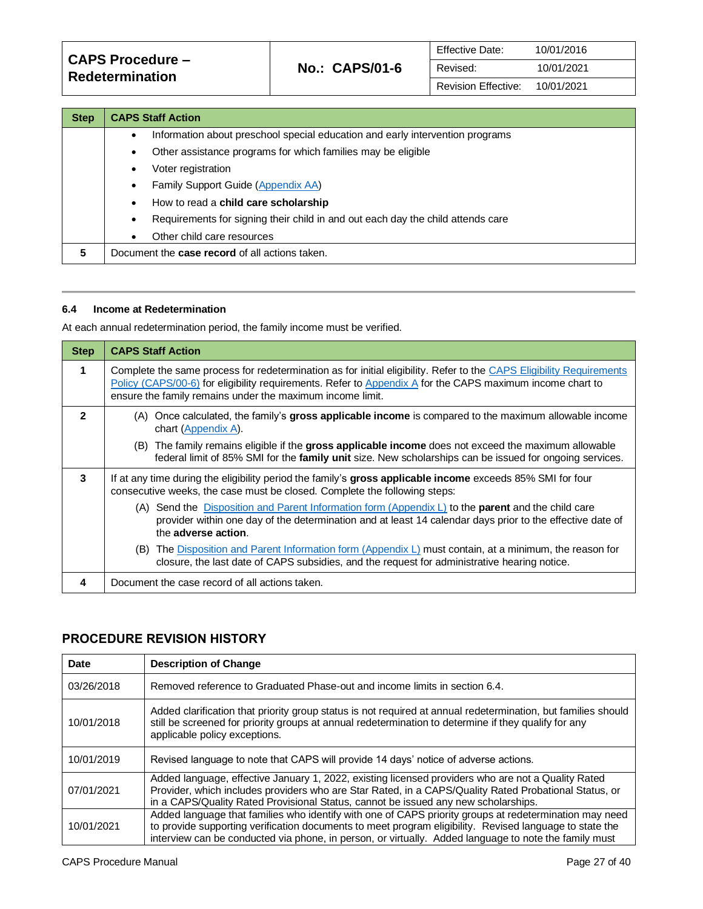| Step | CAPS Staff Action |
|---|---|
| | • Information about preschool special education and early intervention programs<br>• Other assistance programs for which families may be eligible<br>• Voter registration<br>• Family Support Guide (Appendix AA)<br>• How to read a **child care scholarship**<br>• Requirements for signing their child in and out each day the child attends care<br>• Other child care resources |
| **5** | Document the **case record** of all actions taken. |

### 6.4 Income at Redetermination

At each annual redetermination period, the family income must be verified.

| Step | CAPS Staff Action |
|---|---|
| **1** | Complete the same process for redetermination as for initial eligibility. Refer to the CAPS Eligibility Requirements Policy (CAPS/00-6) for eligibility requirements. Refer to Appendix A for the CAPS maximum income chart to ensure the family remains under the maximum income limit. |
| **2** | (A) Once calculated, the family's **gross applicable income** is compared to the maximum allowable income chart (Appendix A).<br>(B) The family remains eligible if the **gross applicable income** does not exceed the maximum allowable federal limit of 85% SMI for the **family unit** size. New scholarships can be issued for ongoing services. |
| **3** | If at any time during the eligibility period the family's **gross applicable income** exceeds 85% SMI for four consecutive weeks, the case must be closed. Complete the following steps:<br>(A) Send the Disposition and Parent Information form (Appendix L) to the **parent** and the child care provider within one day of the determination and at least 14 calendar days prior to the effective date of the **adverse action**.<br>(B) The Disposition and Parent Information form (Appendix L) must contain, at a minimum, the reason for closure, the last date of CAPS subsidies, and the request for administrative hearing notice. |
| **4** | Document the case record of all actions taken. |

## PROCEDURE REVISION HISTORY

| Date | Description of Change |
|---|---|
| 03/26/2018 | Removed reference to Graduated Phase-out and income limits in section 6.4. |
| 10/01/2018 | Added clarification that priority group status is not required at annual redetermination, but families should still be screened for priority groups at annual redetermination to determine if they qualify for any applicable policy exceptions. |
| 10/01/2019 | Revised language to note that CAPS will provide 14 days' notice of adverse actions. |
| 07/01/2021 | Added language, effective January 1, 2022, existing licensed providers who are not a Quality Rated Provider, which includes providers who are Star Rated, in a CAPS/Quality Rated Probational Status, or in a CAPS/Quality Rated Provisional Status, cannot be issued any new scholarships. |
| 10/01/2021 | Added language that families who identify with one of CAPS priority groups at redetermination may need to provide supporting verification documents to meet program eligibility. Revised language to state the interview can be conducted via phone, in person, or virtually. Added language to note the family must |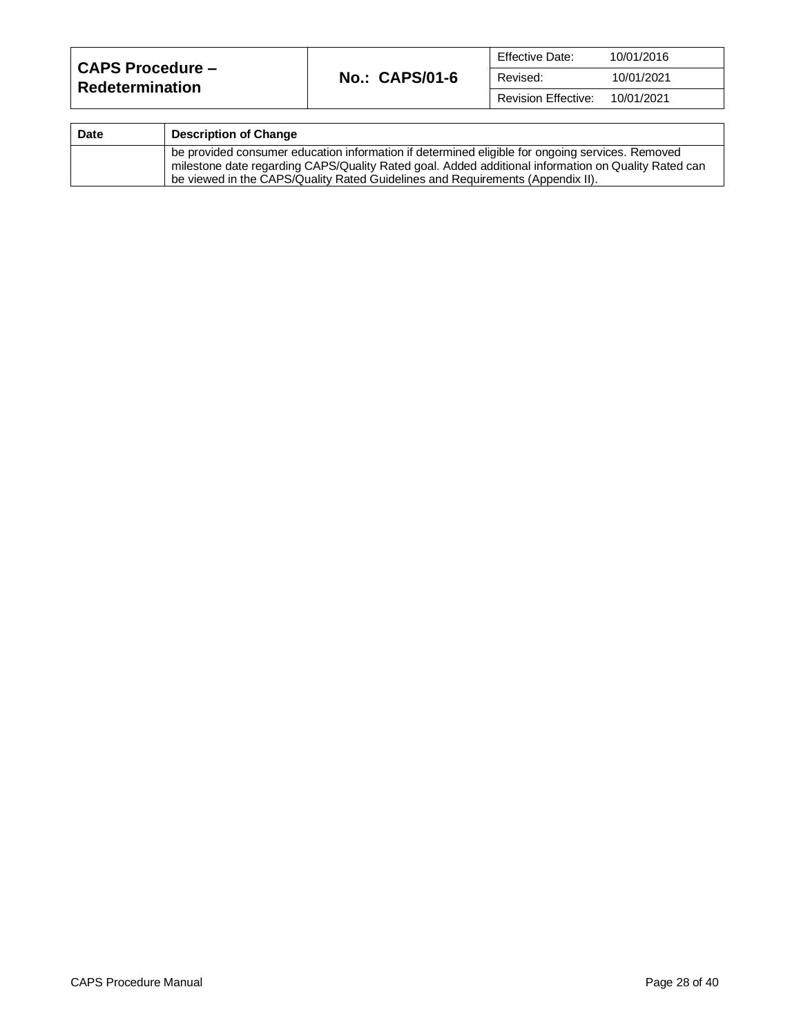| Date | Description of Change |
|---|---|
| | be provided consumer education information if determined eligible for ongoing services. Removed milestone date regarding CAPS/Quality Rated goal. Added additional information on Quality Rated can be viewed in the CAPS/Quality Rated Guidelines and Requirements (Appendix II). |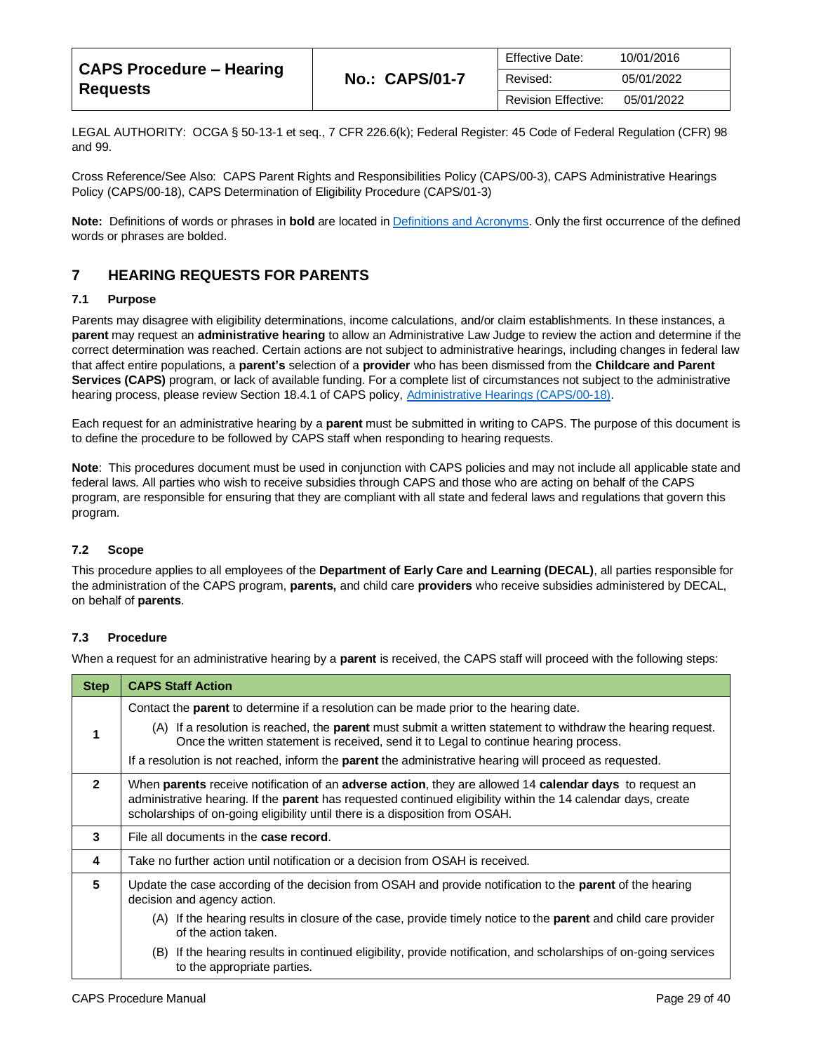| CAPS Procedure – Hearing Requests | No.: CAPS/01-7 | Effective Date: 10/01/2016 |
|---|---|---|
| | | Revised: 05/01/2022 |
| | | Revision Effective: 05/01/2022 |

LEGAL AUTHORITY: OCGA § 50-13-1 et seq., 7 CFR 226.6(k); Federal Register: 45 Code of Federal Regulation (CFR) 98 and 99.

Cross Reference/See Also: CAPS Parent Rights and Responsibilities Policy (CAPS/00-3), CAPS Administrative Hearings Policy (CAPS/00-18), CAPS Determination of Eligibility Procedure (CAPS/01-3)

**Note:** Definitions of words or phrases in **bold** are located in Definitions and Acronyms. Only the first occurrence of the defined words or phrases are bolded.

# 7 HEARING REQUESTS FOR PARENTS

## 7.1 Purpose

Parents may disagree with eligibility determinations, income calculations, and/or claim establishments. In these instances, a **parent** may request an **administrative hearing** to allow an Administrative Law Judge to review the action and determine if the correct determination was reached. Certain actions are not subject to administrative hearings, including changes in federal law that affect entire populations, a **parent's** selection of a **provider** who has been dismissed from the **Childcare and Parent Services (CAPS)** program, or lack of available funding. For a complete list of circumstances not subject to the administrative hearing process, please review Section 18.4.1 of CAPS policy, Administrative Hearings (CAPS/00-18).

Each request for an administrative hearing by a **parent** must be submitted in writing to CAPS. The purpose of this document is to define the procedure to be followed by CAPS staff when responding to hearing requests.

**Note**: This procedures document must be used in conjunction with CAPS policies and may not include all applicable state and federal laws. All parties who wish to receive subsidies through CAPS and those who are acting on behalf of the CAPS program, are responsible for ensuring that they are compliant with all state and federal laws and regulations that govern this program.

## 7.2 Scope

This procedure applies to all employees of the **Department of Early Care and Learning (DECAL)**, all parties responsible for the administration of the CAPS program, **parents,** and child care **providers** who receive subsidies administered by DECAL, on behalf of **parents**.

## 7.3 Procedure

When a request for an administrative hearing by a **parent** is received, the CAPS staff will proceed with the following steps:

| Step | CAPS Staff Action |
|---|---|
| 1 | Contact the **parent** to determine if a resolution can be made prior to the hearing date.<br>(A) If a resolution is reached, the **parent** must submit a written statement to withdraw the hearing request. Once the written statement is received, send it to Legal to continue hearing process.<br>If a resolution is not reached, inform the **parent** the administrative hearing will proceed as requested. |
| 2 | When **parents** receive notification of an **adverse action**, they are allowed 14 **calendar days** to request an administrative hearing. If the **parent** has requested continued eligibility within the 14 calendar days, create scholarships of on-going eligibility until there is a disposition from OSAH. |
| 3 | File all documents in the **case record**. |
| 4 | Take no further action until notification or a decision from OSAH is received. |
| 5 | Update the case according of the decision from OSAH and provide notification to the **parent** of the hearing decision and agency action.<br>(A) If the hearing results in closure of the case, provide timely notice to the **parent** and child care provider of the action taken.<br>(B) If the hearing results in continued eligibility, provide notification, and scholarships of on-going services to the appropriate parties. |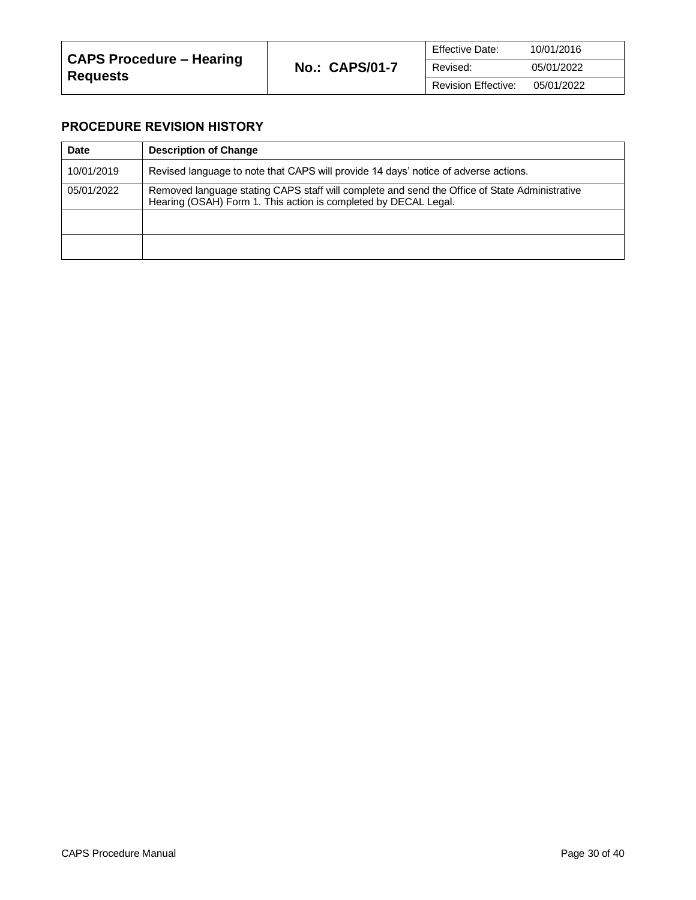| CAPS Procedure – Hearing Requests | No.: CAPS/01-7 | Effective Date: 10/01/2016 |
|---|---|---|
| | | Revised: 05/01/2022 |
| | | Revision Effective: 05/01/2022 |

## PROCEDURE REVISION HISTORY

| Date | Description of Change |
|---|---|
| 10/01/2019 | Revised language to note that CAPS will provide 14 days' notice of adverse actions. |
| 05/01/2022 | Removed language stating CAPS staff will complete and send the Office of State Administrative Hearing (OSAH) Form 1. This action is completed by DECAL Legal. |
| | |
| | |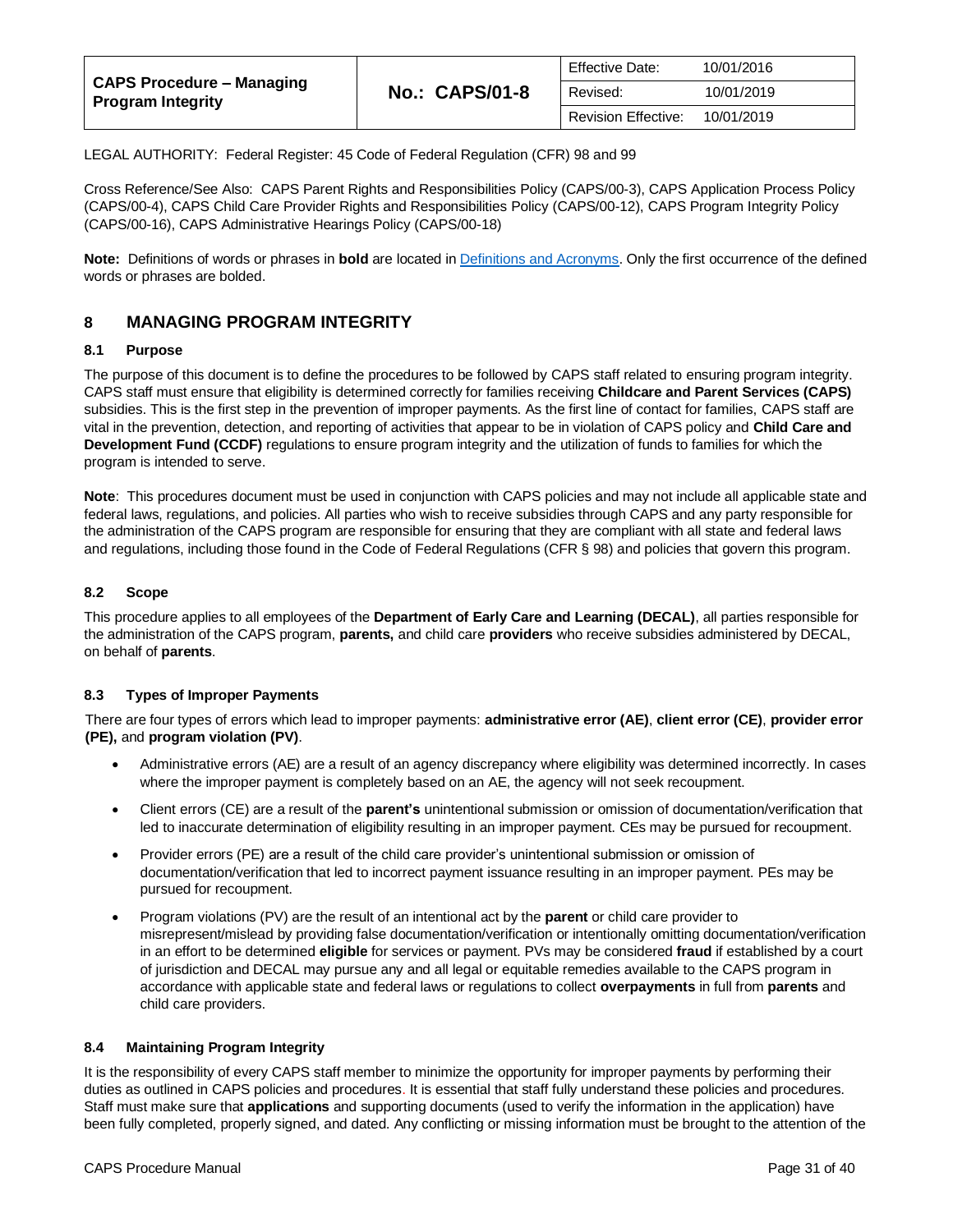| CAPS Procedure – Managing Program Integrity | No.: CAPS/01-8 | Effective Date: 10/01/2016 |
|---|---|---|
| | | Revised: 10/01/2019 |
| | | Revision Effective: 10/01/2019 |

LEGAL AUTHORITY: Federal Register: 45 Code of Federal Regulation (CFR) 98 and 99

Cross Reference/See Also: CAPS Parent Rights and Responsibilities Policy (CAPS/00-3), CAPS Application Process Policy (CAPS/00-4), CAPS Child Care Provider Rights and Responsibilities Policy (CAPS/00-12), CAPS Program Integrity Policy (CAPS/00-16), CAPS Administrative Hearings Policy (CAPS/00-18)

**Note:** Definitions of words or phrases in **bold** are located in Definitions and Acronyms. Only the first occurrence of the defined words or phrases are bolded.

# 8 MANAGING PROGRAM INTEGRITY

## 8.1 Purpose

The purpose of this document is to define the procedures to be followed by CAPS staff related to ensuring program integrity. CAPS staff must ensure that eligibility is determined correctly for families receiving **Childcare and Parent Services (CAPS)** subsidies. This is the first step in the prevention of improper payments. As the first line of contact for families, CAPS staff are vital in the prevention, detection, and reporting of activities that appear to be in violation of CAPS policy and **Child Care and Development Fund (CCDF)** regulations to ensure program integrity and the utilization of funds to families for which the program is intended to serve.

**Note**: This procedures document must be used in conjunction with CAPS policies and may not include all applicable state and federal laws, regulations, and policies. All parties who wish to receive subsidies through CAPS and any party responsible for the administration of the CAPS program are responsible for ensuring that they are compliant with all state and federal laws and regulations, including those found in the Code of Federal Regulations (CFR § 98) and policies that govern this program.

## 8.2 Scope

This procedure applies to all employees of the **Department of Early Care and Learning (DECAL)**, all parties responsible for the administration of the CAPS program, **parents,** and child care **providers** who receive subsidies administered by DECAL, on behalf of **parents**.

## 8.3 Types of Improper Payments

There are four types of errors which lead to improper payments: **administrative error (AE)**, **client error (CE)**, **provider error (PE),** and **program violation (PV)**.

- Administrative errors (AE) are a result of an agency discrepancy where eligibility was determined incorrectly. In cases where the improper payment is completely based on an AE, the agency will not seek recoupment.
- Client errors (CE) are a result of the **parent's** unintentional submission or omission of documentation/verification that led to inaccurate determination of eligibility resulting in an improper payment. CEs may be pursued for recoupment.
- Provider errors (PE) are a result of the child care provider's unintentional submission or omission of documentation/verification that led to incorrect payment issuance resulting in an improper payment. PEs may be pursued for recoupment.
- Program violations (PV) are the result of an intentional act by the **parent** or child care provider to misrepresent/mislead by providing false documentation/verification or intentionally omitting documentation/verification in an effort to be determined **eligible** for services or payment. PVs may be considered **fraud** if established by a court of jurisdiction and DECAL may pursue any and all legal or equitable remedies available to the CAPS program in accordance with applicable state and federal laws or regulations to collect **overpayments** in full from **parents** and child care providers.

## 8.4 Maintaining Program Integrity

It is the responsibility of every CAPS staff member to minimize the opportunity for improper payments by performing their duties as outlined in CAPS policies and procedures. It is essential that staff fully understand these policies and procedures. Staff must make sure that **applications** and supporting documents (used to verify the information in the application) have been fully completed, properly signed, and dated. Any conflicting or missing information must be brought to the attention of the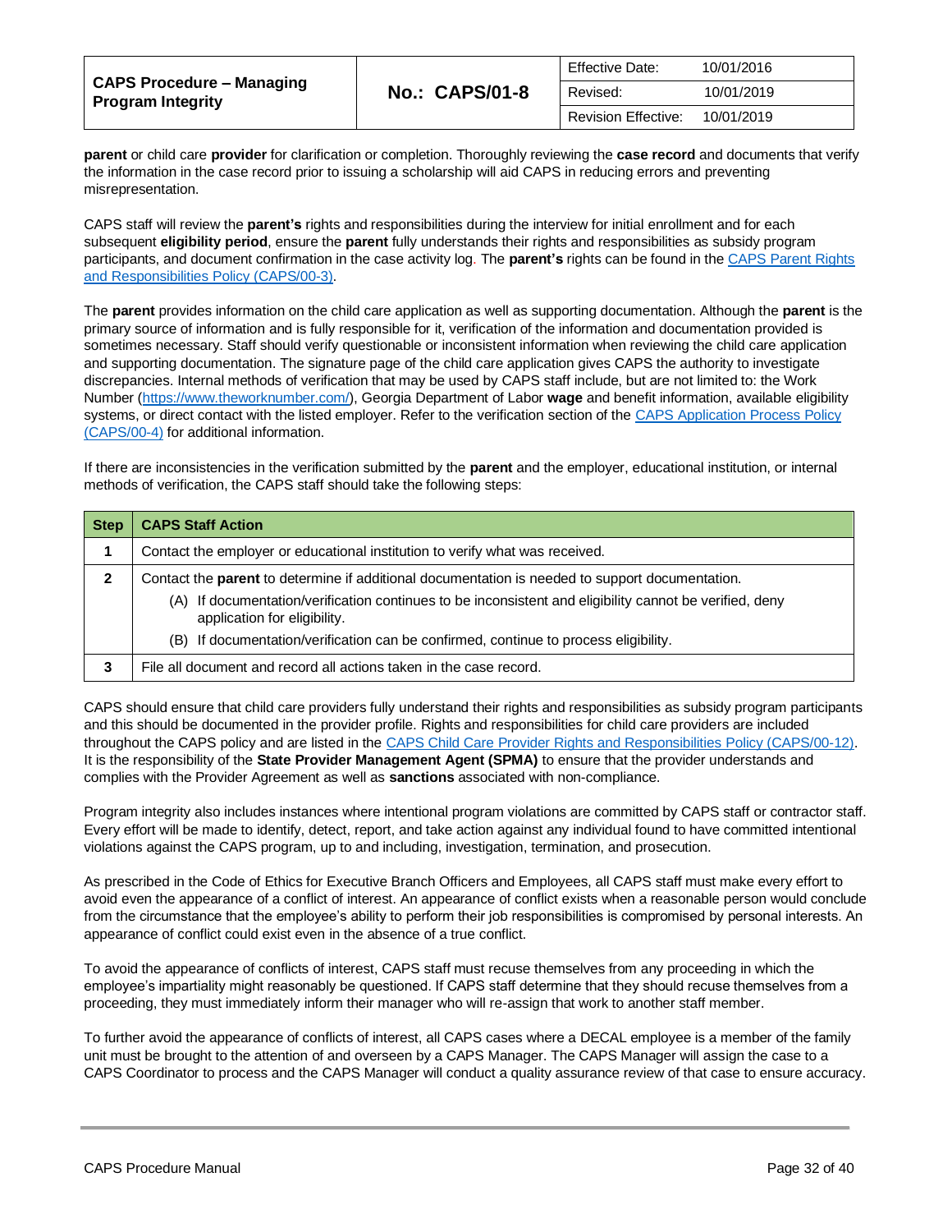**parent** or child care **provider** for clarification or completion. Thoroughly reviewing the **case record** and documents that verify the information in the case record prior to issuing a scholarship will aid CAPS in reducing errors and preventing misrepresentation.

CAPS staff will review the **parent's** rights and responsibilities during the interview for initial enrollment and for each subsequent **eligibility period**, ensure the **parent** fully understands their rights and responsibilities as subsidy program participants, and document confirmation in the case activity log. The **parent's** rights can be found in the [CAPS Parent Rights and Responsibilities Policy (CAPS/00-3)](https://).

The **parent** provides information on the child care application as well as supporting documentation. Although the **parent** is the primary source of information and is fully responsible for it, verification of the information and documentation provided is sometimes necessary. Staff should verify questionable or inconsistent information when reviewing the child care application and supporting documentation. The signature page of the child care application gives CAPS the authority to investigate discrepancies. Internal methods of verification that may be used by CAPS staff include, but are not limited to: the Work Number (https://www.theworknumber.com/), Georgia Department of Labor **wage** and benefit information, available eligibility systems, or direct contact with the listed employer. Refer to the verification section of the CAPS Application Process Policy (CAPS/00-4) for additional information.

If there are inconsistencies in the verification submitted by the **parent** and the employer, educational institution, or internal methods of verification, the CAPS staff should take the following steps:

| Step | CAPS Staff Action |
|---|---|
| 1 | Contact the employer or educational institution to verify what was received. |
| 2 | Contact the **parent** to determine if additional documentation is needed to support documentation.<br>(A) If documentation/verification continues to be inconsistent and eligibility cannot be verified, deny application for eligibility.<br>(B) If documentation/verification can be confirmed, continue to process eligibility. |
| 3 | File all document and record all actions taken in the case record. |

CAPS should ensure that child care providers fully understand their rights and responsibilities as subsidy program participants and this should be documented in the provider profile. Rights and responsibilities for child care providers are included throughout the CAPS policy and are listed in the CAPS Child Care Provider Rights and Responsibilities Policy (CAPS/00-12). It is the responsibility of the **State Provider Management Agent (SPMA)** to ensure that the provider understands and complies with the Provider Agreement as well as **sanctions** associated with non-compliance.

Program integrity also includes instances where intentional program violations are committed by CAPS staff or contractor staff. Every effort will be made to identify, detect, report, and take action against any individual found to have committed intentional violations against the CAPS program, up to and including, investigation, termination, and prosecution.

As prescribed in the Code of Ethics for Executive Branch Officers and Employees, all CAPS staff must make every effort to avoid even the appearance of a conflict of interest. An appearance of conflict exists when a reasonable person would conclude from the circumstance that the employee's ability to perform their job responsibilities is compromised by personal interests. An appearance of conflict could exist even in the absence of a true conflict.

To avoid the appearance of conflicts of interest, CAPS staff must recuse themselves from any proceeding in which the employee's impartiality might reasonably be questioned. If CAPS staff determine that they should recuse themselves from a proceeding, they must immediately inform their manager who will re-assign that work to another staff member.

To further avoid the appearance of conflicts of interest, all CAPS cases where a DECAL employee is a member of the family unit must be brought to the attention of and overseen by a CAPS Manager. The CAPS Manager will assign the case to a CAPS Coordinator to process and the CAPS Manager will conduct a quality assurance review of that case to ensure accuracy.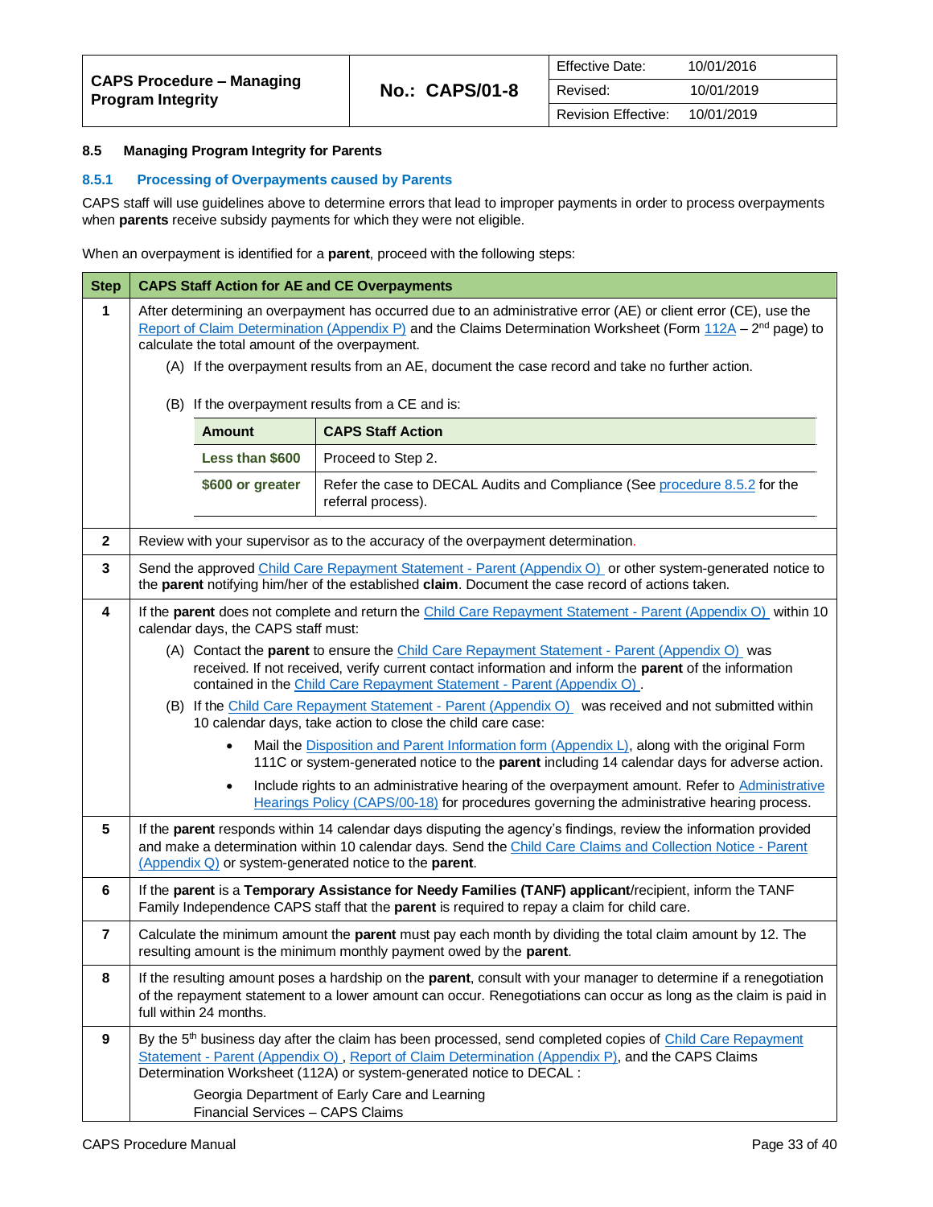| CAPS Procedure – Managing Program Integrity | No.: CAPS/01-8 | Effective Date: 10/01/2016 |
|---|---|---|
| | | Revised: 10/01/2019 |
| | | Revision Effective: 10/01/2019 |

### 8.5 Managing Program Integrity for Parents

#### 8.5.1 Processing of Overpayments caused by Parents

CAPS staff will use guidelines above to determine errors that lead to improper payments in order to process overpayments when **parents** receive subsidy payments for which they were not eligible.

When an overpayment is identified for a **parent**, proceed with the following steps:

| Step | CAPS Staff Action for AE and CE Overpayments |
|---|---|
| 1 | After determining an overpayment has occurred due to an administrative error (AE) or client error (CE), use the Report of Claim Determination (Appendix P) and the Claims Determination Worksheet (Form 112A – 2nd page) to calculate the total amount of the overpayment.<br>(A) If the overpayment results from an AE, document the case record and take no further action.<br>(B) If the overpayment results from a CE and is:<br>**Less than $600** – Proceed to Step 2.<br>**$600 or greater** – Refer the case to DECAL Audits and Compliance (See procedure 8.5.2 for the referral process). |
| 2 | Review with your supervisor as to the accuracy of the overpayment determination. |
| 3 | Send the approved Child Care Repayment Statement - Parent (Appendix O) or other system-generated notice to the **parent** notifying him/her of the established **claim**. Document the case record of actions taken. |
| 4 | If the **parent** does not complete and return the Child Care Repayment Statement - Parent (Appendix O) within 10 calendar days, the CAPS staff must:<br>(A) Contact the **parent** to ensure the Child Care Repayment Statement - Parent (Appendix O) was received. If not received, verify current contact information and inform the **parent** of the information contained in the Child Care Repayment Statement - Parent (Appendix O).<br>(B) If the Child Care Repayment Statement - Parent (Appendix O) was received and not submitted within 10 calendar days, take action to close the child care case:<br>• Mail the Disposition and Parent Information form (Appendix L), along with the original Form 111C or system-generated notice to the **parent** including 14 calendar days for adverse action.<br>• Include rights to an administrative hearing of the overpayment amount. Refer to Administrative Hearings Policy (CAPS/00-18) for procedures governing the administrative hearing process. |
| 5 | If the **parent** responds within 14 calendar days disputing the agency's findings, review the information provided and make a determination within 10 calendar days. Send the Child Care Claims and Collection Notice - Parent (Appendix Q) or system-generated notice to the **parent**. |
| 6 | If the **parent** is a **Temporary Assistance for Needy Families (TANF) applicant**/recipient, inform the TANF Family Independence CAPS staff that the **parent** is required to repay a claim for child care. |
| 7 | Calculate the minimum amount the **parent** must pay each month by dividing the total claim amount by 12. The resulting amount is the minimum monthly payment owed by the **parent**. |
| 8 | If the resulting amount poses a hardship on the **parent**, consult with your manager to determine if a renegotiation of the repayment statement to a lower amount can occur. Renegotiations can occur as long as the claim is paid in full within 24 months. |
| 9 | By the 5th business day after the claim has been processed, send completed copies of Child Care Repayment Statement - Parent (Appendix O), Report of Claim Determination (Appendix P), and the CAPS Claims Determination Worksheet (112A) or system-generated notice to DECAL:<br>Georgia Department of Early Care and Learning<br>Financial Services – CAPS Claims |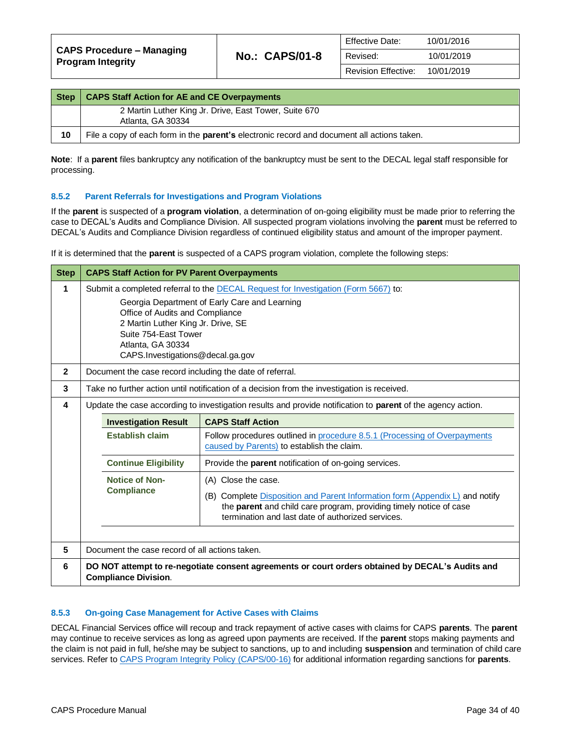| Step | CAPS Staff Action for AE and CE Overpayments |
|---|---|
| | 2 Martin Luther King Jr. Drive, East Tower, Suite 670<br>Atlanta, GA 30334 |
| 10 | File a copy of each form in the **parent's** electronic record and document all actions taken. |

**Note**: If a **parent** files bankruptcy any notification of the bankruptcy must be sent to the DECAL legal staff responsible for processing.

### 8.5.2 Parent Referrals for Investigations and Program Violations

If the **parent** is suspected of a **program violation**, a determination of on-going eligibility must be made prior to referring the case to DECAL's Audits and Compliance Division. All suspected program violations involving the **parent** must be referred to DECAL's Audits and Compliance Division regardless of continued eligibility status and amount of the improper payment.

If it is determined that the **parent** is suspected of a CAPS program violation, complete the following steps:

| Step | CAPS Staff Action for PV Parent Overpayments |
|---|---|
| 1 | Submit a completed referral to the DECAL Request for Investigation (Form 5667) to:<br>Georgia Department of Early Care and Learning<br>Office of Audits and Compliance<br>2 Martin Luther King Jr. Drive, SE<br>Suite 754-East Tower<br>Atlanta, GA 30334<br>CAPS.Investigations@decal.ga.gov |
| 2 | Document the case record including the date of referral. |
| 3 | Take no further action until notification of a decision from the investigation is received. |
| 4 | Update the case according to investigation results and provide notification to **parent** of the agency action. |
| 5 | Document the case record of all actions taken. |
| 6 | **DO NOT attempt to re-negotiate consent agreements or court orders obtained by DECAL's Audits and Compliance Division**. |

Step 4 investigation results:

| Investigation Result | CAPS Staff Action |
|---|---|
| **Establish claim** | Follow procedures outlined in procedure 8.5.1 (Processing of Overpayments caused by Parents) to establish the claim. |
| **Continue Eligibility** | Provide the **parent** notification of on-going services. |
| **Notice of Non-Compliance** | (A) Close the case.<br>(B) Complete Disposition and Parent Information form (Appendix L) and notify the **parent** and child care program, providing timely notice of case termination and last date of authorized services. |

### 8.5.3 On-going Case Management for Active Cases with Claims

DECAL Financial Services office will recoup and track repayment of active cases with claims for CAPS **parents**. The **parent** may continue to receive services as long as agreed upon payments are received. If the **parent** stops making payments and the claim is not paid in full, he/she may be subject to sanctions, up to and including **suspension** and termination of child care services. Refer to CAPS Program Integrity Policy (CAPS/00-16) for additional information regarding sanctions for **parents**.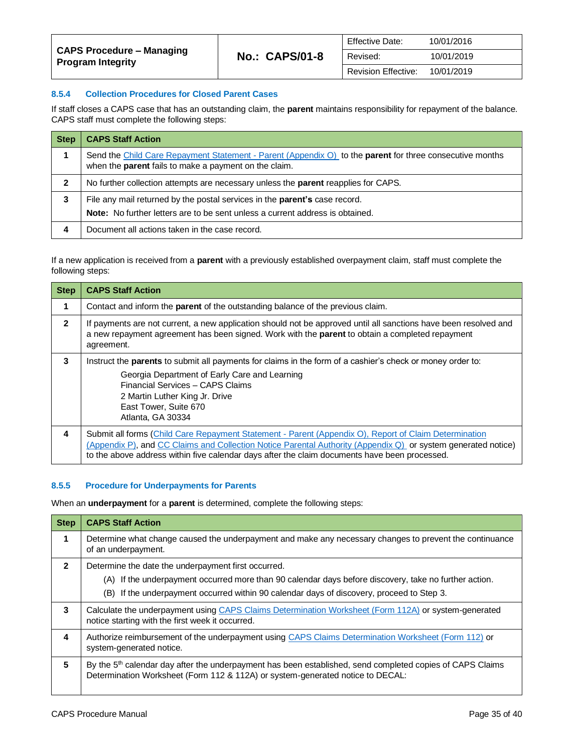### 8.5.4 Collection Procedures for Closed Parent Cases

If staff closes a CAPS case that has an outstanding claim, the **parent** maintains responsibility for repayment of the balance. CAPS staff must complete the following steps:

| Step | CAPS Staff Action |
|---|---|
| 1 | Send the Child Care Repayment Statement - Parent (Appendix O) to the **parent** for three consecutive months when the **parent** fails to make a payment on the claim. |
| 2 | No further collection attempts are necessary unless the **parent** reapplies for CAPS. |
| 3 | File any mail returned by the postal services in the **parent's** case record. **Note:** No further letters are to be sent unless a current address is obtained. |
| 4 | Document all actions taken in the case record. |

If a new application is received from a **parent** with a previously established overpayment claim, staff must complete the following steps:

| Step | CAPS Staff Action |
|---|---|
| 1 | Contact and inform the **parent** of the outstanding balance of the previous claim. |
| 2 | If payments are not current, a new application should not be approved until all sanctions have been resolved and a new repayment agreement has been signed. Work with the **parent** to obtain a completed repayment agreement. |
| 3 | Instruct the **parents** to submit all payments for claims in the form of a cashier's check or money order to: Georgia Department of Early Care and Learning, Financial Services – CAPS Claims, 2 Martin Luther King Jr. Drive, East Tower, Suite 670, Atlanta, GA 30334 |
| 4 | Submit all forms (Child Care Repayment Statement - Parent (Appendix O), Report of Claim Determination (Appendix P), and CC Claims and Collection Notice Parental Authority (Appendix Q) or system generated notice) to the above address within five calendar days after the claim documents have been processed. |

### 8.5.5 Procedure for Underpayments for Parents

When an **underpayment** for a **parent** is determined, complete the following steps:

| Step | CAPS Staff Action |
|---|---|
| 1 | Determine what change caused the underpayment and make any necessary changes to prevent the continuance of an underpayment. |
| 2 | Determine the date the underpayment first occurred. (A) If the underpayment occurred more than 90 calendar days before discovery, take no further action. (B) If the underpayment occurred within 90 calendar days of discovery, proceed to Step 3. |
| 3 | Calculate the underpayment using CAPS Claims Determination Worksheet (Form 112A) or system-generated notice starting with the first week it occurred. |
| 4 | Authorize reimbursement of the underpayment using CAPS Claims Determination Worksheet (Form 112) or system-generated notice. |
| 5 | By the 5th calendar day after the underpayment has been established, send completed copies of CAPS Claims Determination Worksheet (Form 112 & 112A) or system-generated notice to DECAL: |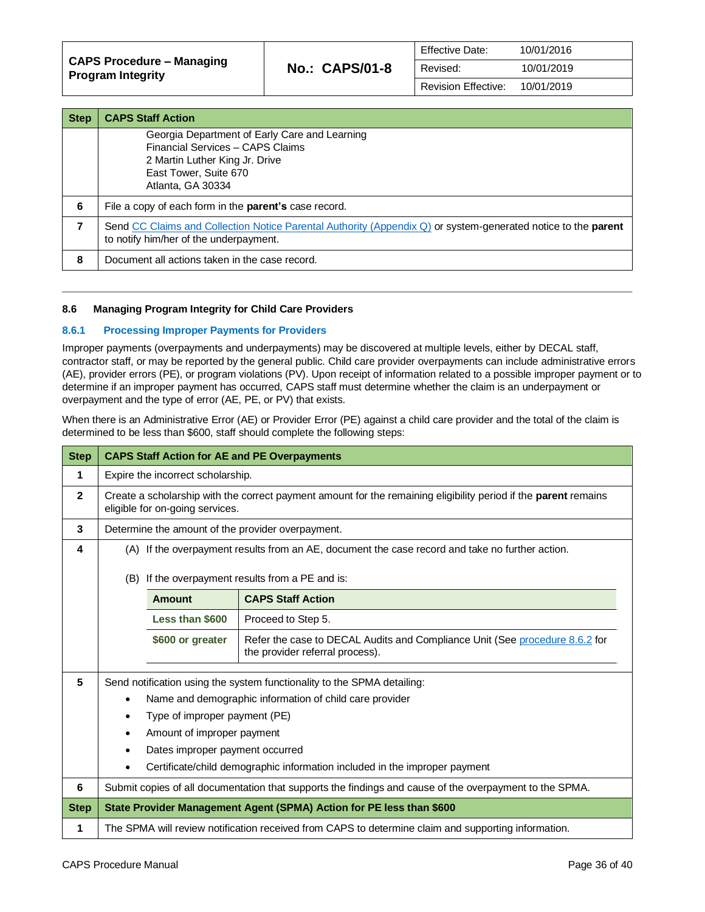| Step | CAPS Staff Action |
|---|---|
| | Georgia Department of Early Care and Learning<br>Financial Services – CAPS Claims<br>2 Martin Luther King Jr. Drive<br>East Tower, Suite 670<br>Atlanta, GA 30334 |
| 6 | File a copy of each form in the **parent's** case record. |
| 7 | Send CC Claims and Collection Notice Parental Authority (Appendix Q) or system-generated notice to the **parent** to notify him/her of the underpayment. |
| 8 | Document all actions taken in the case record. |

## 8.6 Managing Program Integrity for Child Care Providers

### 8.6.1 Processing Improper Payments for Providers

Improper payments (overpayments and underpayments) may be discovered at multiple levels, either by DECAL staff, contractor staff, or may be reported by the general public. Child care provider overpayments can include administrative errors (AE), provider errors (PE), or program violations (PV). Upon receipt of information related to a possible improper payment or to determine if an improper payment has occurred, CAPS staff must determine whether the claim is an underpayment or overpayment and the type of error (AE, PE, or PV) that exists.

When there is an Administrative Error (AE) or Provider Error (PE) against a child care provider and the total of the claim is determined to be less than $600, staff should complete the following steps:

| Step | CAPS Staff Action for AE and PE Overpayments |
|---|---|
| 1 | Expire the incorrect scholarship. |
| 2 | Create a scholarship with the correct payment amount for the remaining eligibility period if the **parent** remains eligible for on-going services. |
| 3 | Determine the amount of the provider overpayment. |
| 4 | (A) If the overpayment results from an AE, document the case record and take no further action.<br><br>(B) If the overpayment results from a PE and is:<br><br>**Amount** – **CAPS Staff Action**<br>**Less than $600** – Proceed to Step 5.<br>**$600 or greater** – Refer the case to DECAL Audits and Compliance Unit (See procedure 8.6.2 for the provider referral process). |
| 5 | Send notification using the system functionality to the SPMA detailing:<br>• Name and demographic information of child care provider<br>• Type of improper payment (PE)<br>• Amount of improper payment<br>• Dates improper payment occurred<br>• Certificate/child demographic information included in the improper payment |
| 6 | Submit copies of all documentation that supports the findings and cause of the overpayment to the SPMA. |
| **Step** | **State Provider Management Agent (SPMA) Action for PE less than $600** |
| 1 | The SPMA will review notification received from CAPS to determine claim and supporting information. |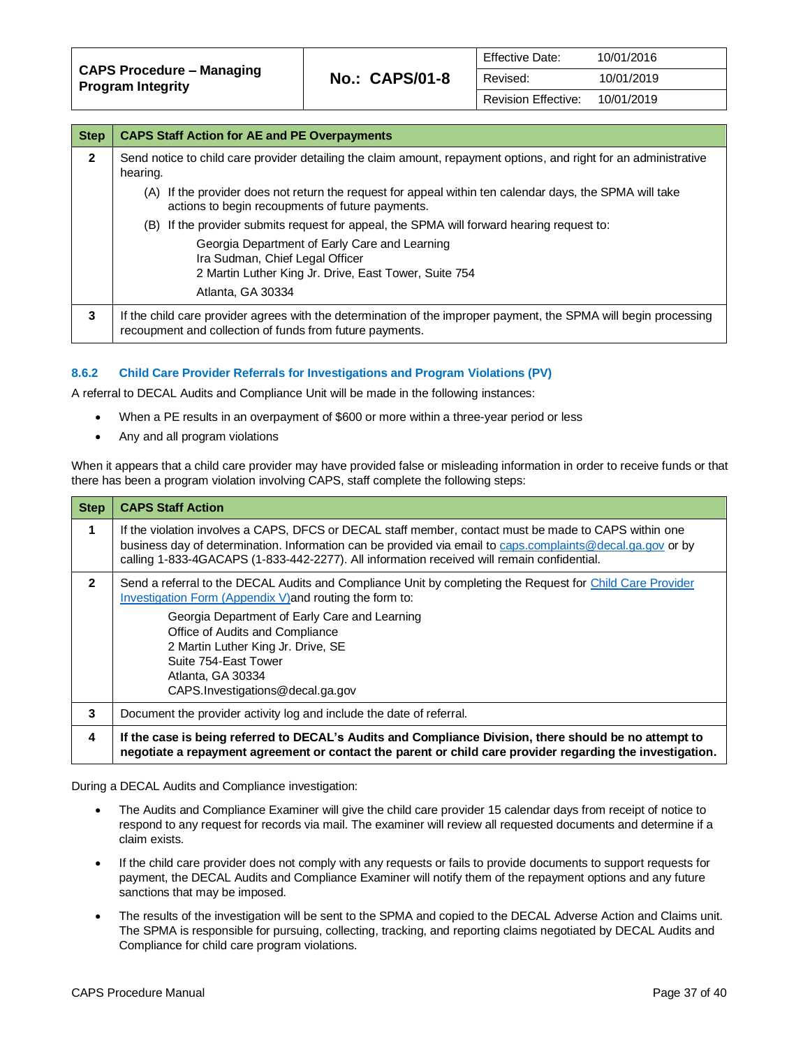| Step | CAPS Staff Action for AE and PE Overpayments |
|---|---|
| 2 | Send notice to child care provider detailing the claim amount, repayment options, and right for an administrative hearing.<br>(A) If the provider does not return the request for appeal within ten calendar days, the SPMA will take actions to begin recoupments of future payments.<br>(B) If the provider submits request for appeal, the SPMA will forward hearing request to:<br>Georgia Department of Early Care and Learning<br>Ira Sudman, Chief Legal Officer<br>2 Martin Luther King Jr. Drive, East Tower, Suite 754<br>Atlanta, GA 30334 |
| 3 | If the child care provider agrees with the determination of the improper payment, the SPMA will begin processing recoupment and collection of funds from future payments. |

### 8.6.2 Child Care Provider Referrals for Investigations and Program Violations (PV)

A referral to DECAL Audits and Compliance Unit will be made in the following instances:

- When a PE results in an overpayment of $600 or more within a three-year period or less
- Any and all program violations

When it appears that a child care provider may have provided false or misleading information in order to receive funds or that there has been a program violation involving CAPS, staff complete the following steps:

| Step | CAPS Staff Action |
|---|---|
| 1 | If the violation involves a CAPS, DFCS or DECAL staff member, contact must be made to CAPS within one business day of determination. Information can be provided via email to caps.complaints@decal.ga.gov or by calling 1-833-4GACAPS (1-833-442-2277). All information received will remain confidential. |
| 2 | Send a referral to the DECAL Audits and Compliance Unit by completing the Request for Child Care Provider Investigation Form (Appendix V)and routing the form to:<br>Georgia Department of Early Care and Learning<br>Office of Audits and Compliance<br>2 Martin Luther King Jr. Drive, SE<br>Suite 754-East Tower<br>Atlanta, GA 30334<br>CAPS.Investigations@decal.ga.gov |
| 3 | Document the provider activity log and include the date of referral. |
| 4 | **If the case is being referred to DECAL's Audits and Compliance Division, there should be no attempt to negotiate a repayment agreement or contact the parent or child care provider regarding the investigation.** |

During a DECAL Audits and Compliance investigation:

- The Audits and Compliance Examiner will give the child care provider 15 calendar days from receipt of notice to respond to any request for records via mail. The examiner will review all requested documents and determine if a claim exists.
- If the child care provider does not comply with any requests or fails to provide documents to support requests for payment, the DECAL Audits and Compliance Examiner will notify them of the repayment options and any future sanctions that may be imposed.
- The results of the investigation will be sent to the SPMA and copied to the DECAL Adverse Action and Claims unit. The SPMA is responsible for pursuing, collecting, tracking, and reporting claims negotiated by DECAL Audits and Compliance for child care program violations.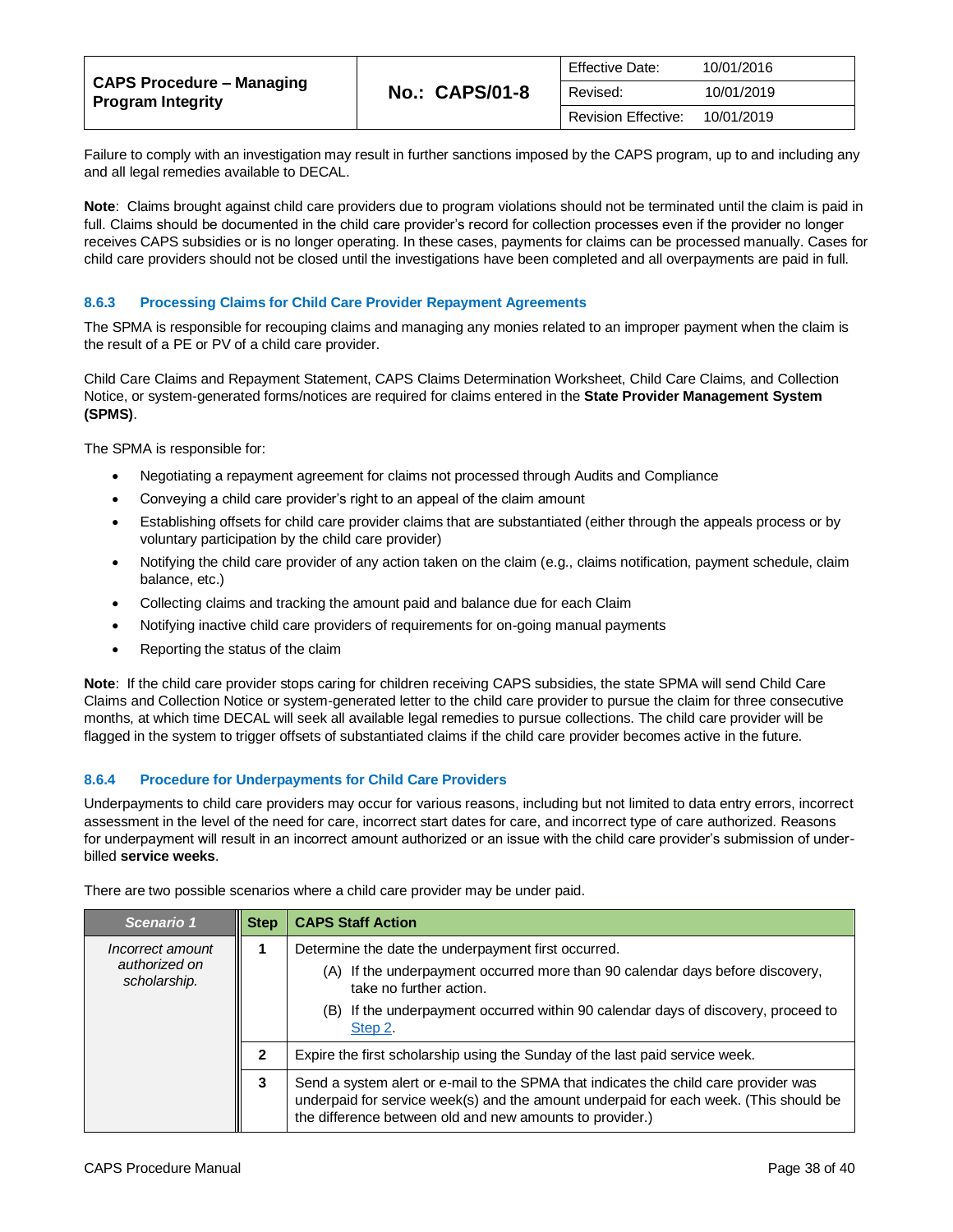Failure to comply with an investigation may result in further sanctions imposed by the CAPS program, up to and including any and all legal remedies available to DECAL.

**Note**: Claims brought against child care providers due to program violations should not be terminated until the claim is paid in full. Claims should be documented in the child care provider's record for collection processes even if the provider no longer receives CAPS subsidies or is no longer operating. In these cases, payments for claims can be processed manually. Cases for child care providers should not be closed until the investigations have been completed and all overpayments are paid in full.

### 8.6.3 Processing Claims for Child Care Provider Repayment Agreements

The SPMA is responsible for recouping claims and managing any monies related to an improper payment when the claim is the result of a PE or PV of a child care provider.

Child Care Claims and Repayment Statement, CAPS Claims Determination Worksheet, Child Care Claims, and Collection Notice, or system-generated forms/notices are required for claims entered in the **State Provider Management System (SPMS)**.

The SPMA is responsible for:

- Negotiating a repayment agreement for claims not processed through Audits and Compliance
- Conveying a child care provider's right to an appeal of the claim amount
- Establishing offsets for child care provider claims that are substantiated (either through the appeals process or by voluntary participation by the child care provider)
- Notifying the child care provider of any action taken on the claim (e.g., claims notification, payment schedule, claim balance, etc.)
- Collecting claims and tracking the amount paid and balance due for each Claim
- Notifying inactive child care providers of requirements for on-going manual payments
- Reporting the status of the claim

**Note**: If the child care provider stops caring for children receiving CAPS subsidies, the state SPMA will send Child Care Claims and Collection Notice or system-generated letter to the child care provider to pursue the claim for three consecutive months, at which time DECAL will seek all available legal remedies to pursue collections. The child care provider will be flagged in the system to trigger offsets of substantiated claims if the child care provider becomes active in the future.

### 8.6.4 Procedure for Underpayments for Child Care Providers

Underpayments to child care providers may occur for various reasons, including but not limited to data entry errors, incorrect assessment in the level of the need for care, incorrect start dates for care, and incorrect type of care authorized. Reasons for underpayment will result in an incorrect amount authorized or an issue with the child care provider's submission of under-billed **service weeks**.

There are two possible scenarios where a child care provider may be under paid.

| *Scenario 1* | Step | CAPS Staff Action |
|---|---|---|
| *Incorrect amount authorized on scholarship.* | 1 | Determine the date the underpayment first occurred.<br>(A) If the underpayment occurred more than 90 calendar days before discovery, take no further action.<br>(B) If the underpayment occurred within 90 calendar days of discovery, proceed to Step 2. |
| | 2 | Expire the first scholarship using the Sunday of the last paid service week. |
| | 3 | Send a system alert or e-mail to the SPMA that indicates the child care provider was underpaid for service week(s) and the amount underpaid for each week. (This should be the difference between old and new amounts to provider.) |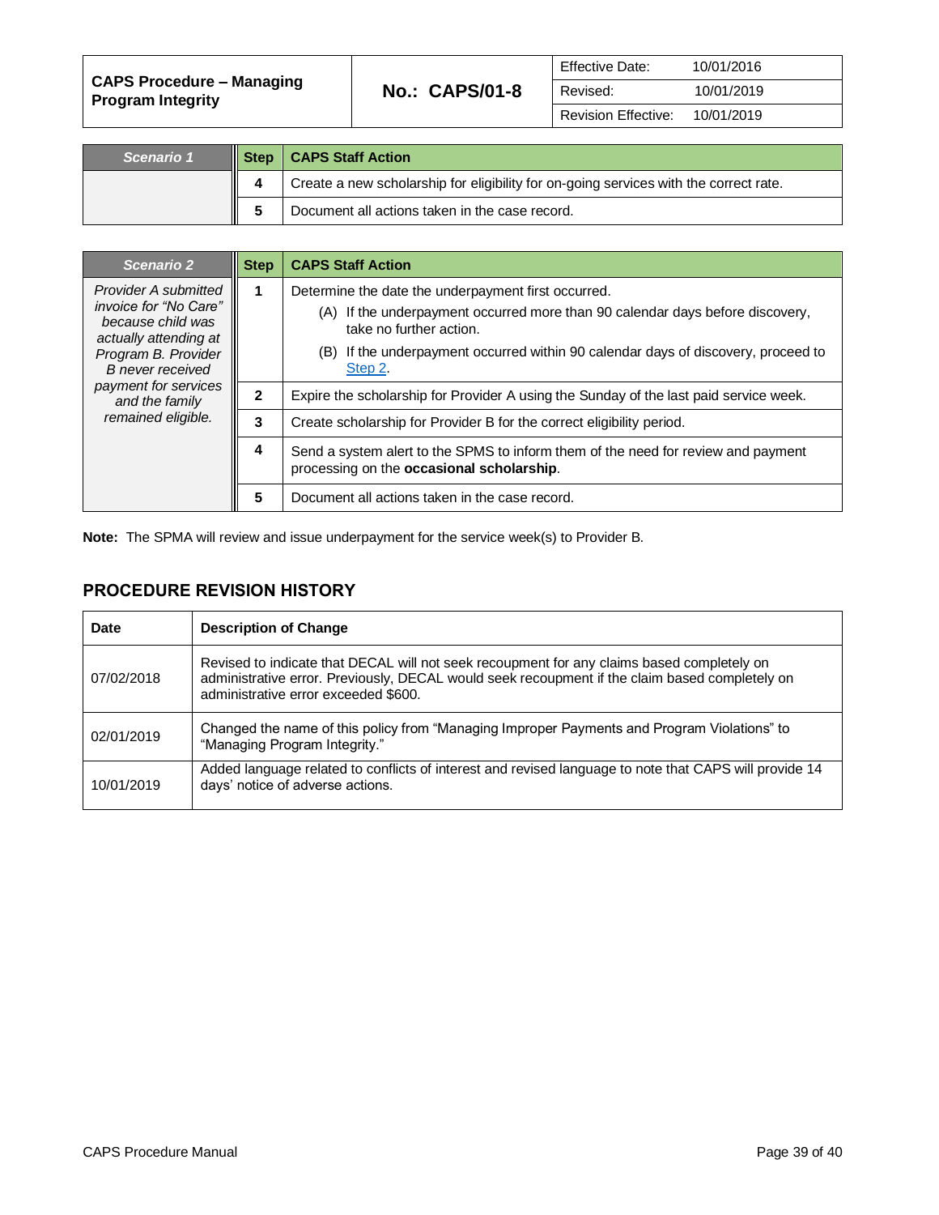| Scenario 1 | Step | CAPS Staff Action |
|---|---|---|
| | 4 | Create a new scholarship for eligibility for on-going services with the correct rate. |
| | 5 | Document all actions taken in the case record. |

| Scenario 2 | Step | CAPS Staff Action |
|---|---|---|
| *Provider A submitted invoice for "No Care" because child was actually attending at Program B. Provider B never received payment for services and the family remained eligible.* | 1 | Determine the date the underpayment first occurred.<br>(A) If the underpayment occurred more than 90 calendar days before discovery, take no further action.<br>(B) If the underpayment occurred within 90 calendar days of discovery, proceed to Step 2. |
| | 2 | Expire the scholarship for Provider A using the Sunday of the last paid service week. |
| | 3 | Create scholarship for Provider B for the correct eligibility period. |
| | 4 | Send a system alert to the SPMS to inform them of the need for review and payment processing on the **occasional scholarship**. |
| | 5 | Document all actions taken in the case record. |

**Note:** The SPMA will review and issue underpayment for the service week(s) to Provider B.

## PROCEDURE REVISION HISTORY

| Date | Description of Change |
|---|---|
| 07/02/2018 | Revised to indicate that DECAL will not seek recoupment for any claims based completely on administrative error. Previously, DECAL would seek recoupment if the claim based completely on administrative error exceeded $600. |
| 02/01/2019 | Changed the name of this policy from "Managing Improper Payments and Program Violations" to "Managing Program Integrity." |
| 10/01/2019 | Added language related to conflicts of interest and revised language to note that CAPS will provide 14 days' notice of adverse actions. |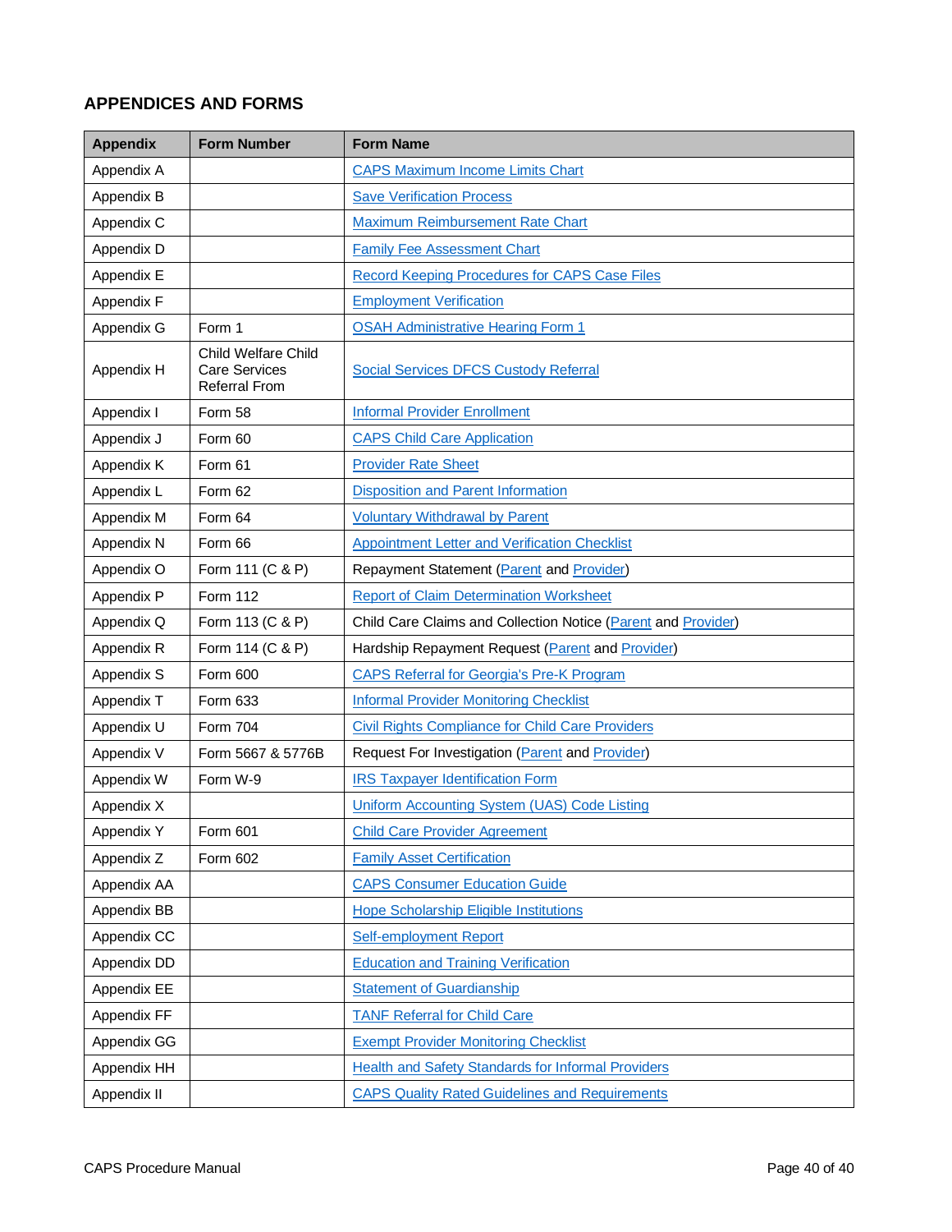## APPENDICES AND FORMS

| Appendix | Form Number | Form Name |
|---|---|---|
| Appendix A | | CAPS Maximum Income Limits Chart |
| Appendix B | | Save Verification Process |
| Appendix C | | Maximum Reimbursement Rate Chart |
| Appendix D | | Family Fee Assessment Chart |
| Appendix E | | Record Keeping Procedures for CAPS Case Files |
| Appendix F | | Employment Verification |
| Appendix G | Form 1 | OSAH Administrative Hearing Form 1 |
| Appendix H | Child Welfare Child Care Services Referral From | Social Services DFCS Custody Referral |
| Appendix I | Form 58 | Informal Provider Enrollment |
| Appendix J | Form 60 | CAPS Child Care Application |
| Appendix K | Form 61 | Provider Rate Sheet |
| Appendix L | Form 62 | Disposition and Parent Information |
| Appendix M | Form 64 | Voluntary Withdrawal by Parent |
| Appendix N | Form 66 | Appointment Letter and Verification Checklist |
| Appendix O | Form 111 (C & P) | Repayment Statement (Parent and Provider) |
| Appendix P | Form 112 | Report of Claim Determination Worksheet |
| Appendix Q | Form 113 (C & P) | Child Care Claims and Collection Notice (Parent and Provider) |
| Appendix R | Form 114 (C & P) | Hardship Repayment Request (Parent and Provider) |
| Appendix S | Form 600 | CAPS Referral for Georgia's Pre-K Program |
| Appendix T | Form 633 | Informal Provider Monitoring Checklist |
| Appendix U | Form 704 | Civil Rights Compliance for Child Care Providers |
| Appendix V | Form 5667 & 5776B | Request For Investigation (Parent and Provider) |
| Appendix W | Form W-9 | IRS Taxpayer Identification Form |
| Appendix X | | Uniform Accounting System (UAS) Code Listing |
| Appendix Y | Form 601 | Child Care Provider Agreement |
| Appendix Z | Form 602 | Family Asset Certification |
| Appendix AA | | CAPS Consumer Education Guide |
| Appendix BB | | Hope Scholarship Eligible Institutions |
| Appendix CC | | Self-employment Report |
| Appendix DD | | Education and Training Verification |
| Appendix EE | | Statement of Guardianship |
| Appendix FF | | TANF Referral for Child Care |
| Appendix GG | | Exempt Provider Monitoring Checklist |
| Appendix HH | | Health and Safety Standards for Informal Providers |
| Appendix II | | CAPS Quality Rated Guidelines and Requirements |